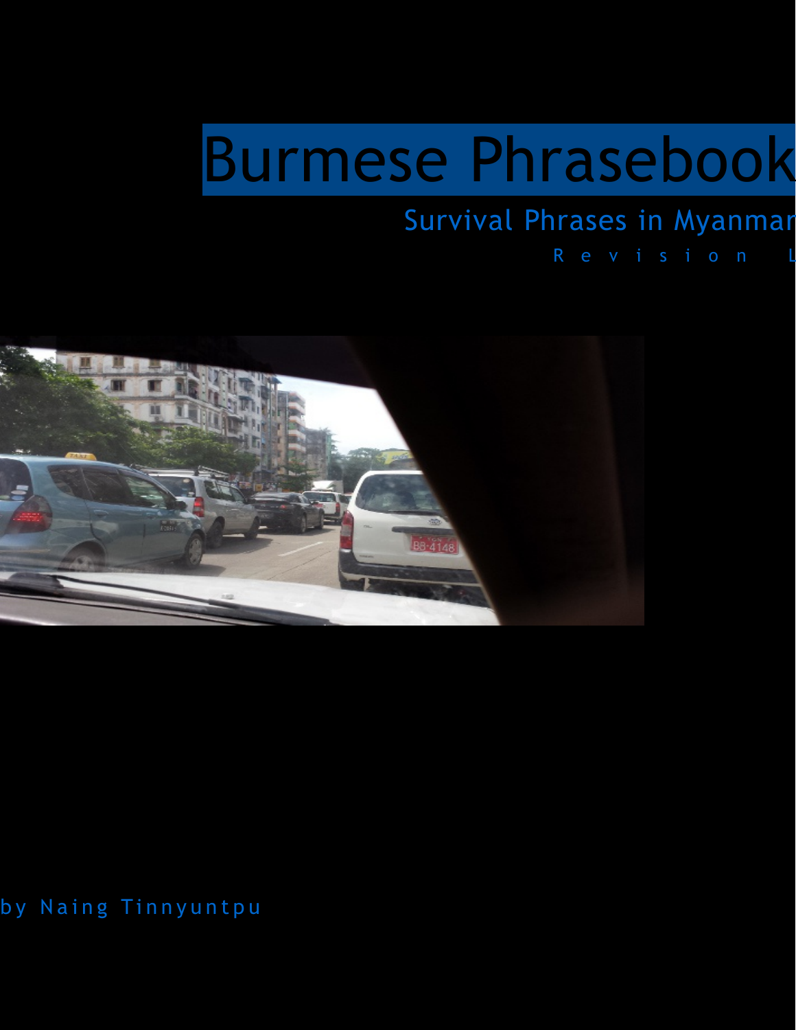# Burmese Phrasebook

## Survival Phrases in Myanmar

Revision L

by Naing Tinnyuntpu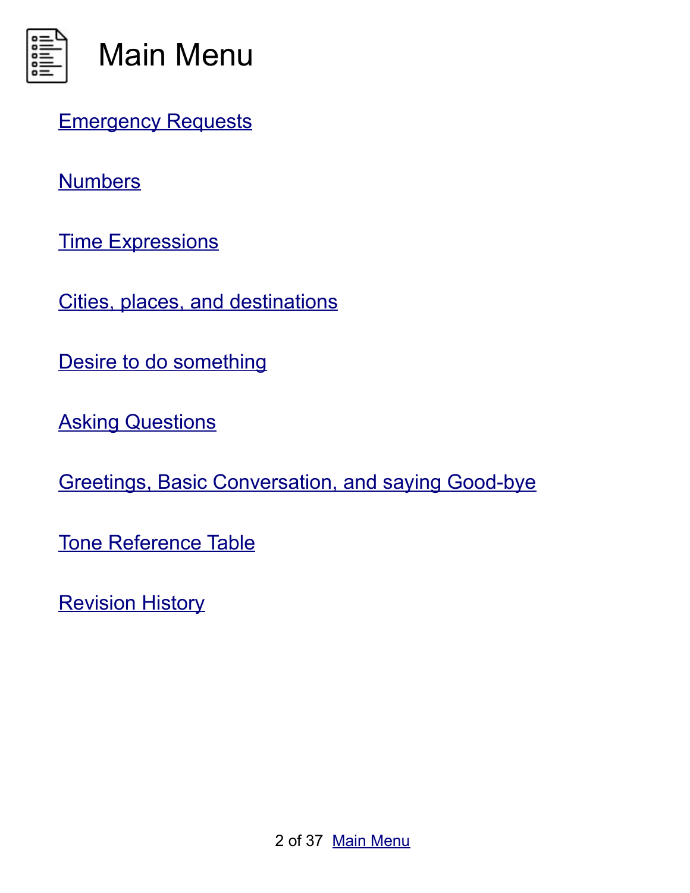# Main Menu

Emergency Requests

Numbers

Time Expressions

Cities, places, and destinations

Desire to do something

Asking Questions

Greetings, Basic Conversation, and saying Good-bye

Tone Reference Table

Revision History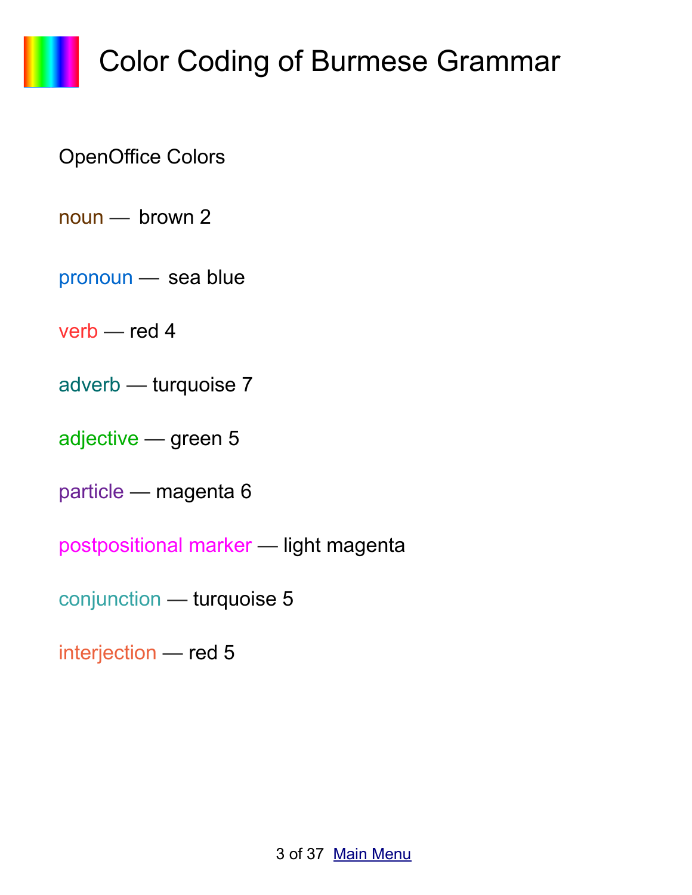# Color Coding of Burmese Grammar

OpenOffice Colors

noun — brown 2

pronoun — sea blue

verb — red 4

adverb — turquoise 7

adjective — green 5

particle — magenta 6

postpositional marker — light magenta

conjunction — turquoise 5

interjection — red 5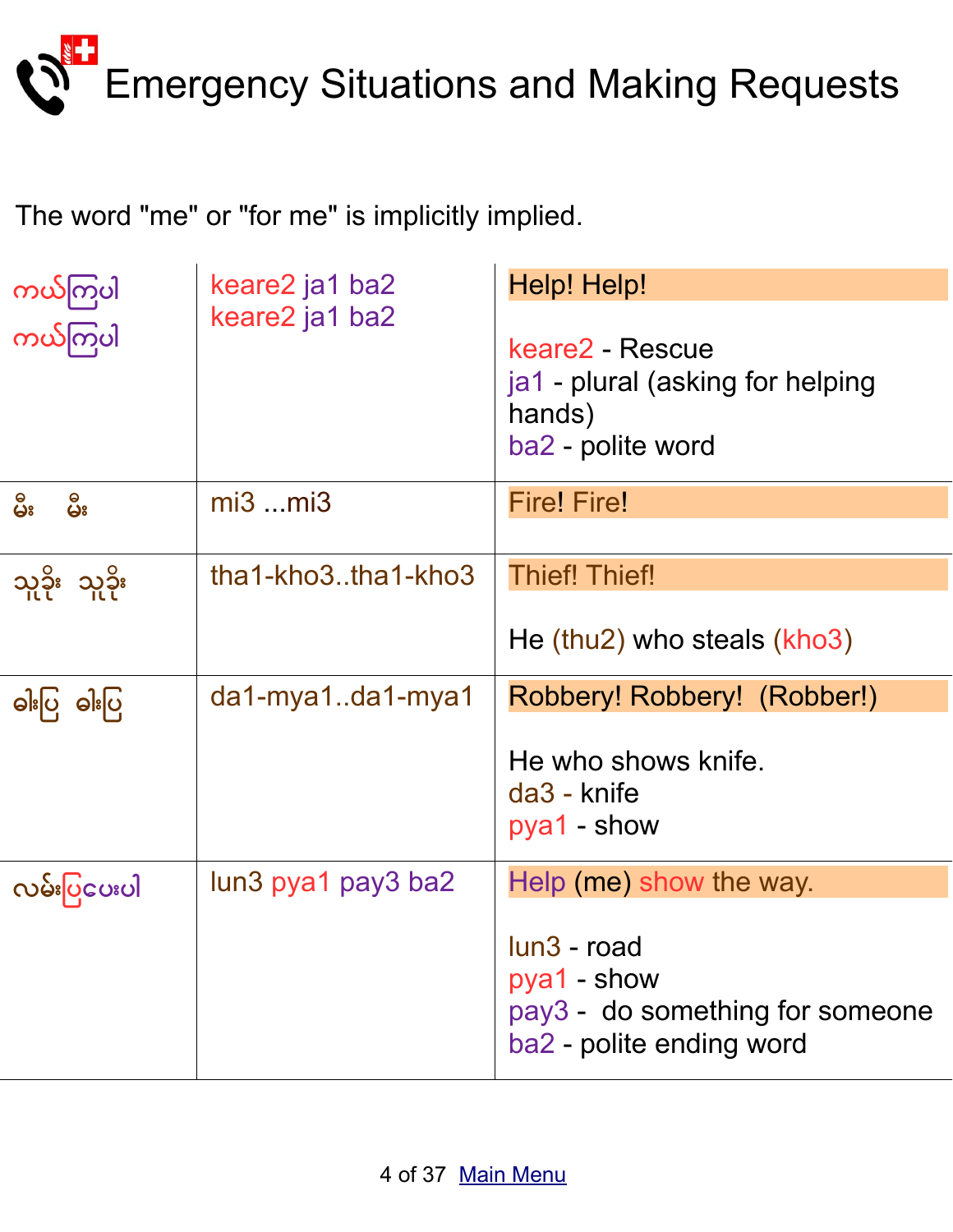# Emergency Situations and Making Requests

The word "me" or "for me" is implicitly implied.

| | | |
|---|---|---|
| ကယ်ကြပါ<br>ကယ်ကြပါ | keare2 ja1 ba2<br>keare2 ja1 ba2 | Help! Help!<br><br>keare2 - Rescue<br>ja1 - plural (asking for helping hands)<br>ba2 - polite word |
| မီး မီး | mi3 ...mi3 | Fire! Fire! |
| သူခိုး သူခိုး | tha1-kho3..tha1-kho3 | Thief! Thief!<br><br>He (thu2) who steals (kho3) |
| ဓါးပြ ဓါးပြ | da1-mya1..da1-mya1 | Robbery! Robbery! (Robber!)<br><br>He who shows knife.<br>da3 - knife<br>pya1 - show |
| လမ်းပြပေးပါ | lun3 pya1 pay3 ba2 | Help (me) show the way.<br><br>lun3 - road<br>pya1 - show<br>pay3 - do something for someone<br>ba2 - polite ending word |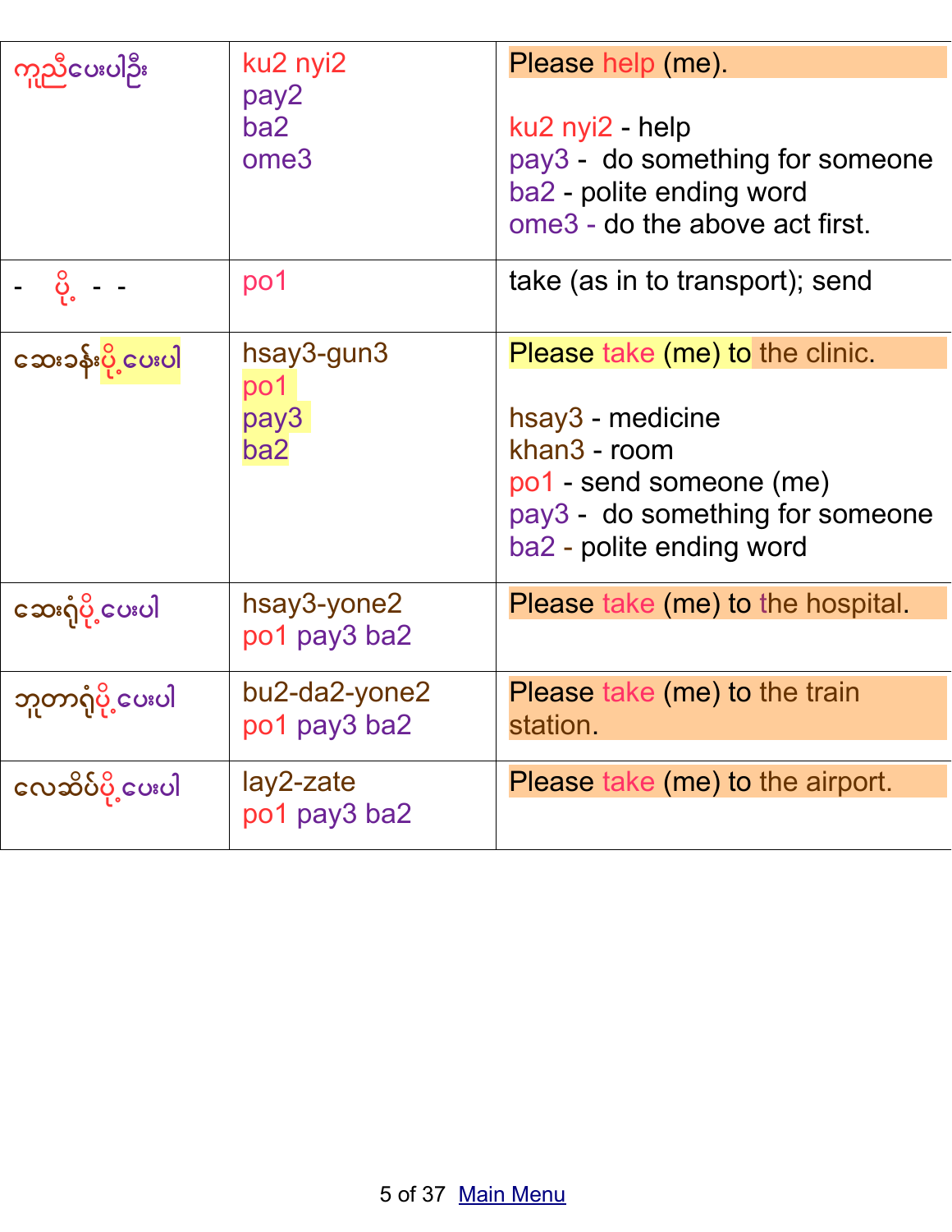| ကူညီပေးပါဦး | ku2 nyi2<br>pay2<br>ba2<br>ome3 | Please help (me).<br><br>ku2 nyi2 - help<br>pay3 - do something for someone<br>ba2 - polite ending word<br>ome3 - do the above act first. |
|---|---|---|
| - ပို့ - - | po1 | take (as in to transport); send |
| ဆေးခန်းပို့ပေးပါ | hsay3-gun3<br>po1<br>pay3<br>ba2 | Please take (me) to the clinic.<br><br>hsay3 - medicine<br>khan3 - room<br>po1 - send someone (me)<br>pay3 - do something for someone<br>ba2 - polite ending word |
| ဆေးရုံပို့ပေးပါ | hsay3-yone2<br>po1 pay3 ba2 | Please take (me) to the hospital. |
| ဘူတာရုံပို့ပေးပါ | bu2-da2-yone2<br>po1 pay3 ba2 | Please take (me) to the train station. |
| လေဆိပ်ပို့ပေးပါ | lay2-zate<br>po1 pay3 ba2 | Please take (me) to the airport. |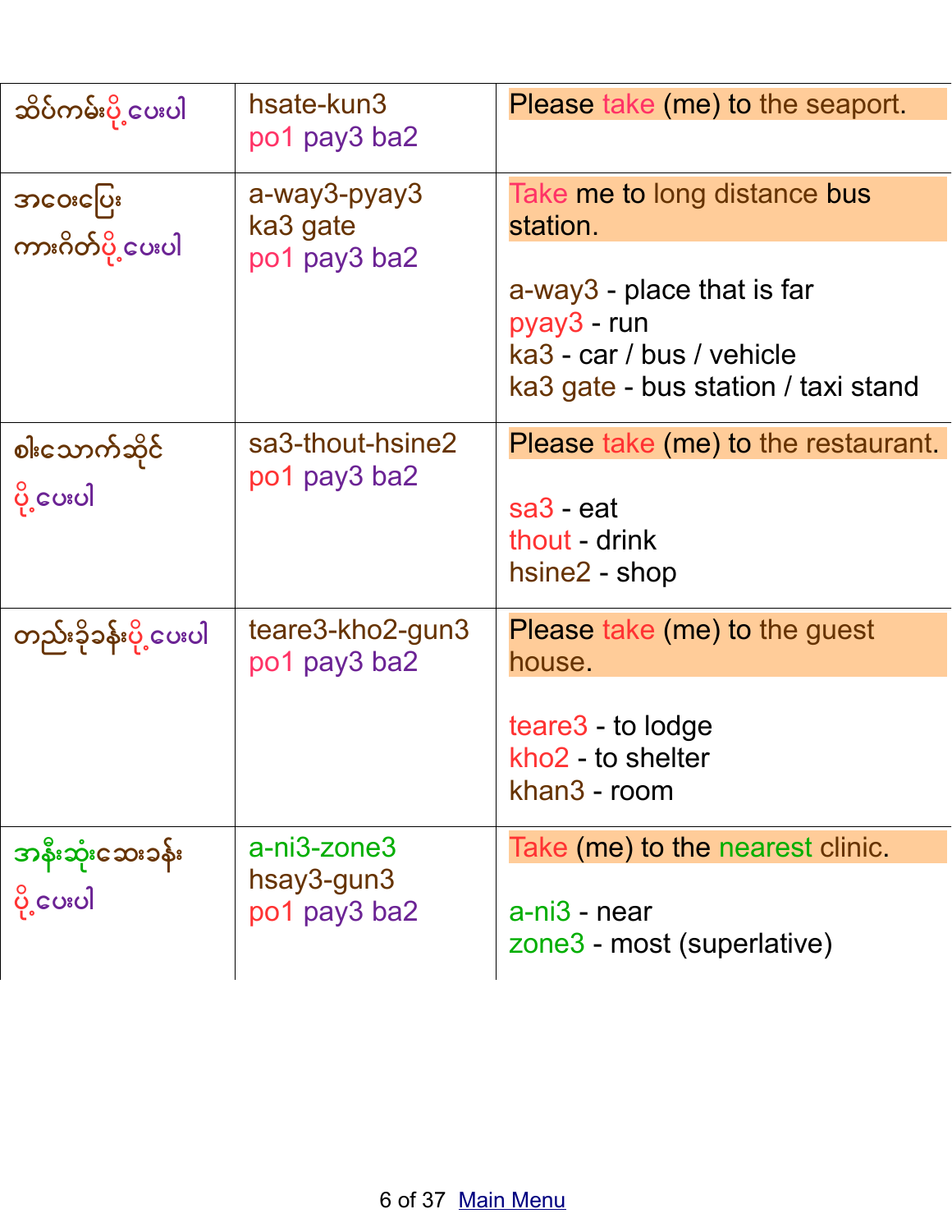| | | |
|---|---|---|
| ဆိပ်ကမ်းပို့ပေးပါ | hsate-kun3<br>po1 pay3 ba2 | Please take (me) to the seaport. |
| အဝေးပြေး<br>ကားဂိတ်ပို့ပေးပါ | a-way3-pyay3<br>ka3 gate<br>po1 pay3 ba2 | Take me to long distance bus station.<br><br>a-way3 - place that is far<br>pyay3 - run<br>ka3 - car / bus / vehicle<br>ka3 gate - bus station / taxi stand |
| စားသောက်ဆိုင်<br>ပို့ပေးပါ | sa3-thout-hsine2<br>po1 pay3 ba2 | Please take (me) to the restaurant.<br><br>sa3 - eat<br>thout - drink<br>hsine2 - shop |
| တည်းခိုခန်းပို့ပေးပါ | teare3-kho2-gun3<br>po1 pay3 ba2 | Please take (me) to the guest house.<br><br>teare3 - to lodge<br>kho2 - to shelter<br>khan3 - room |
| အနီးဆုံးဆေးခန်း<br>ပို့ပေးပါ | a-ni3-zone3<br>hsay3-gun3<br>po1 pay3 ba2 | Take (me) to the nearest clinic.<br><br>a-ni3 - near<br>zone3 - most (superlative) |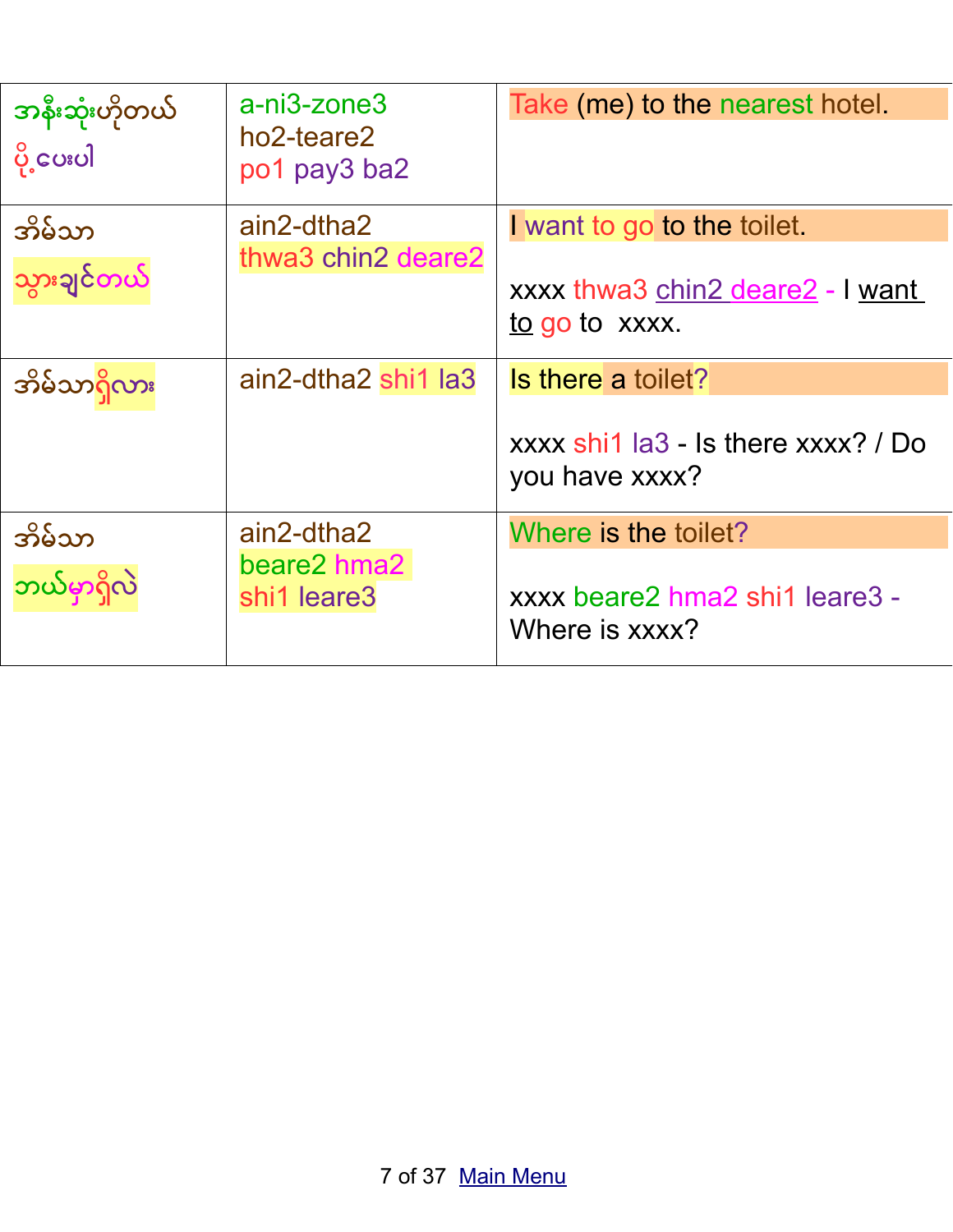| | | |
|---|---|---|
| အနီးဆုံးဟိုတယ် ပို့ပေးပါ | a-ni3-zone3 ho2-teare2 po1 pay3 ba2 | Take (me) to the nearest hotel. |
| အိမ်သာ သွားချင်တယ် | ain2-dtha2 thwa3 chin2 deare2 | I want to go to the toilet.<br><br>xxxx thwa3 chin2 deare2 - I want to go to xxxx. |
| အိမ်သာရှိလား | ain2-dtha2 shi1 la3 | Is there a toilet?<br><br>xxxx shi1 la3 - Is there xxxx? / Do you have xxxx? |
| အိမ်သာ ဘယ်မှာရှိလဲ | ain2-dtha2 beare2 hma2 shi1 leare3 | Where is the toilet?<br><br>xxxx beare2 hma2 shi1 leare3 - Where is xxxx? |

Main Menu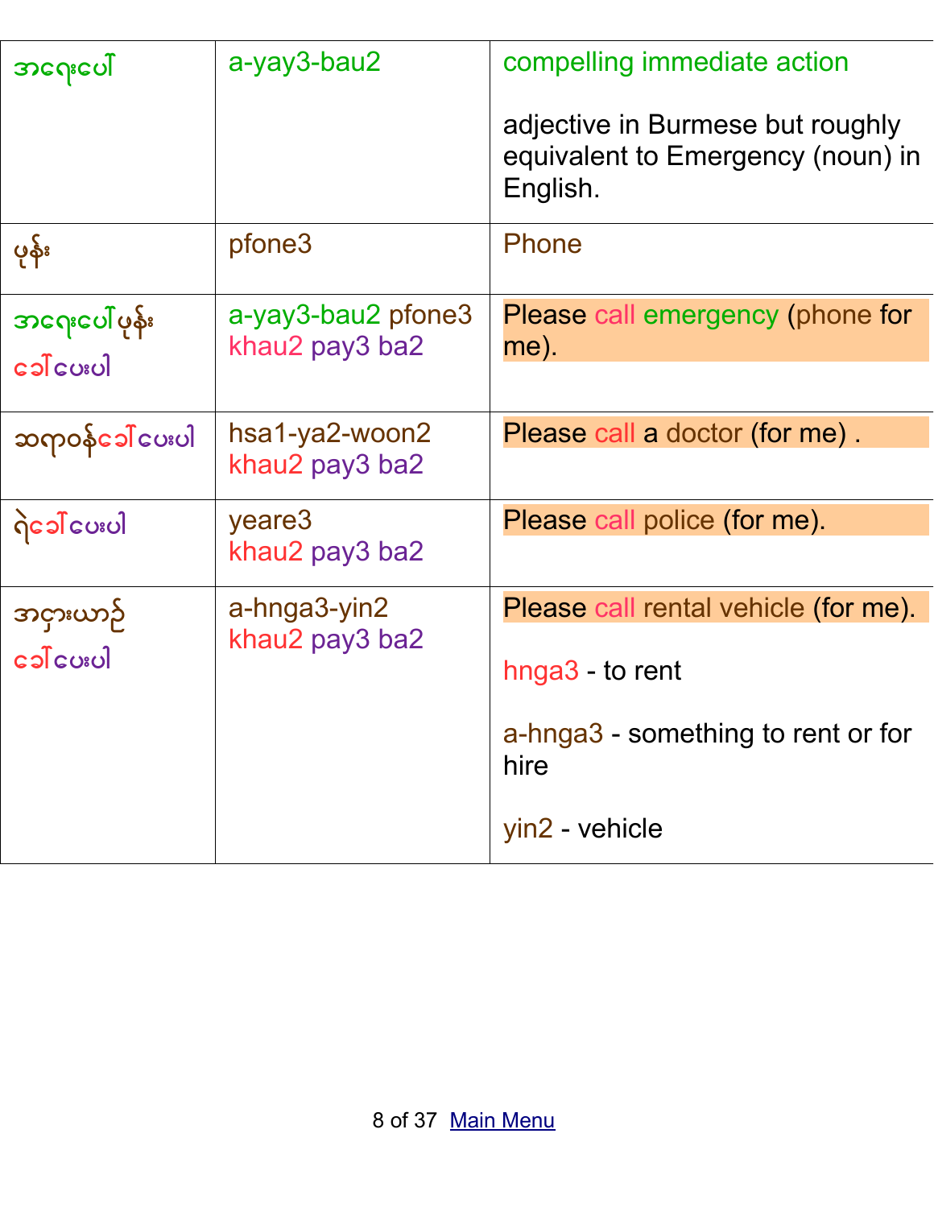| | | |
|---|---|---|
| အရေးပေါ် | a-yay3-bau2 | compelling immediate action<br><br>adjective in Burmese but roughly equivalent to Emergency (noun) in English. |
| ဖုန်း | pfone3 | Phone |
| အရေးပေါ်ဖုန်း ခေါ်ပေးပါ | a-yay3-bau2 pfone3 khau2 pay3 ba2 | Please call emergency (phone for me). |
| ဆရာဝန်ခေါ်ပေးပါ | hsa1-ya2-woon2 khau2 pay3 ba2 | Please call a doctor (for me) . |
| ရဲခေါ်ပေးပါ | yeare3 khau2 pay3 ba2 | Please call police (for me). |
| အငှားယာဉ် ခေါ်ပေးပါ | a-hnga3-yin2 khau2 pay3 ba2 | Please call rental vehicle (for me).<br><br>hnga3 - to rent<br><br>a-hnga3 - something to rent or for hire<br><br>yin2 - vehicle |

[Main Menu]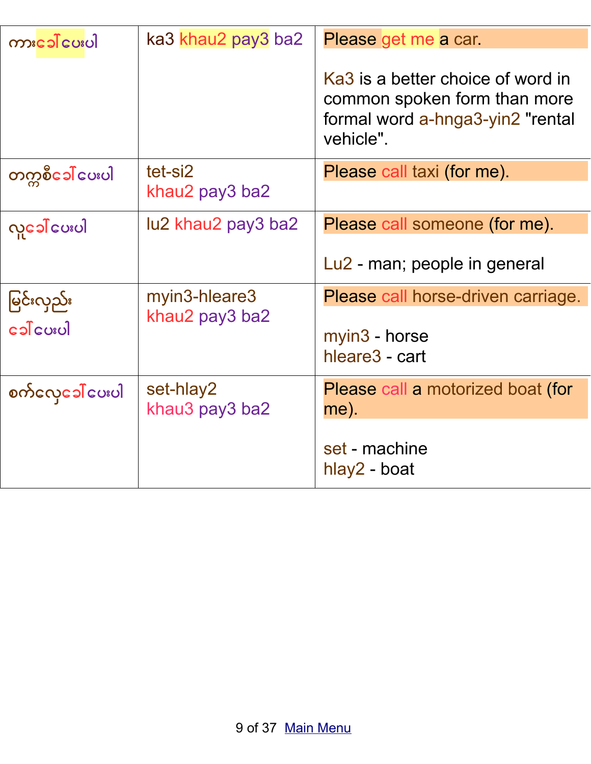| | | |
|---|---|---|
| ကားခေါ်ပေးပါ | ka3 khau2 pay3 ba2 | Please get me a car.<br><br>Ka3 is a better choice of word in common spoken form than more formal word a-hnga3-yin2 "rental vehicle". |
| တက္ကစီခေါ်ပေးပါ | tet-si2<br>khau2 pay3 ba2 | Please call taxi (for me). |
| လူခေါ်ပေးပါ | lu2 khau2 pay3 ba2 | Please call someone (for me).<br><br>Lu2 - man; people in general |
| မြင်းလှည်း<br>ခေါ်ပေးပါ | myin3-hleare3<br>khau2 pay3 ba2 | Please call horse-driven carriage.<br><br>myin3 - horse<br>hleare3 - cart |
| စက်လှေခေါ်ပေးပါ | set-hlay2<br>khau3 pay3 ba2 | Please call a motorized boat (for me).<br><br>set - machine<br>hlay2 - boat |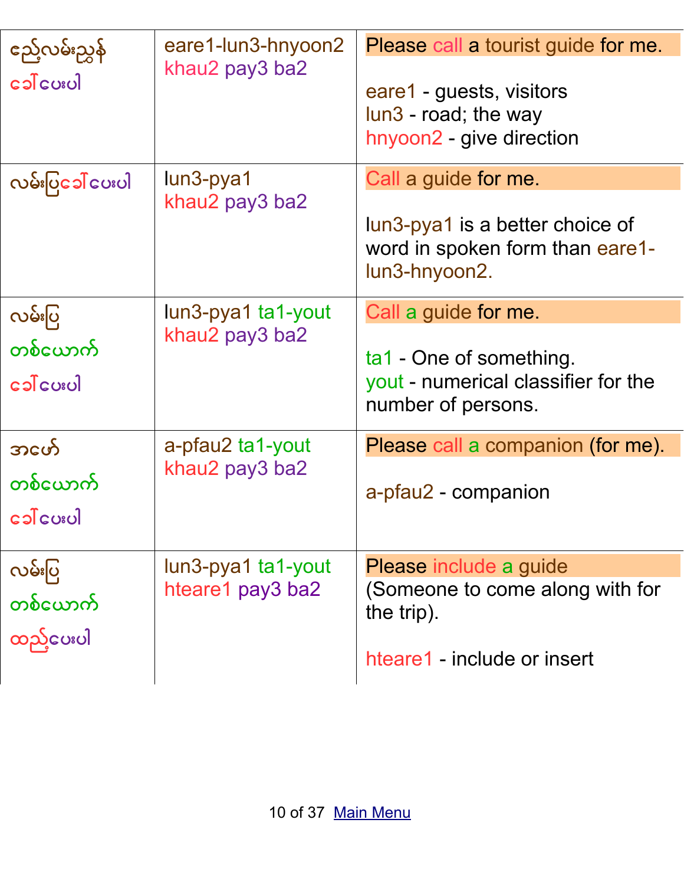| | | |
|---|---|---|
| ဧည့်လမ်းညွှန် ခေါ်ပေးပါ | eare1-lun3-hnyoon2 khau2 pay3 ba2 | Please call a tourist guide for me.<br><br>eare1 - guests, visitors<br>lun3 - road; the way<br>hnyoon2 - give direction |
| လမ်းပြခေါ်ပေးပါ | lun3-pya1 khau2 pay3 ba2 | Call a guide for me.<br><br>lun3-pya1 is a better choice of word in spoken form than eare1-lun3-hnyoon2. |
| လမ်းပြ တစ်ယောက် ခေါ်ပေးပါ | lun3-pya1 ta1-yout khau2 pay3 ba2 | Call a guide for me.<br><br>ta1 - One of something.<br>yout - numerical classifier for the number of persons. |
| အဖော် တစ်ယောက် ခေါ်ပေးပါ | a-pfau2 ta1-yout khau2 pay3 ba2 | Please call a companion (for me).<br><br>a-pfau2 - companion |
| လမ်းပြ တစ်ယောက် ထည့်ပေးပါ | lun3-pya1 ta1-yout hteare1 pay3 ba2 | Please include a guide (Someone to come along with for the trip).<br><br>hteare1 - include or insert |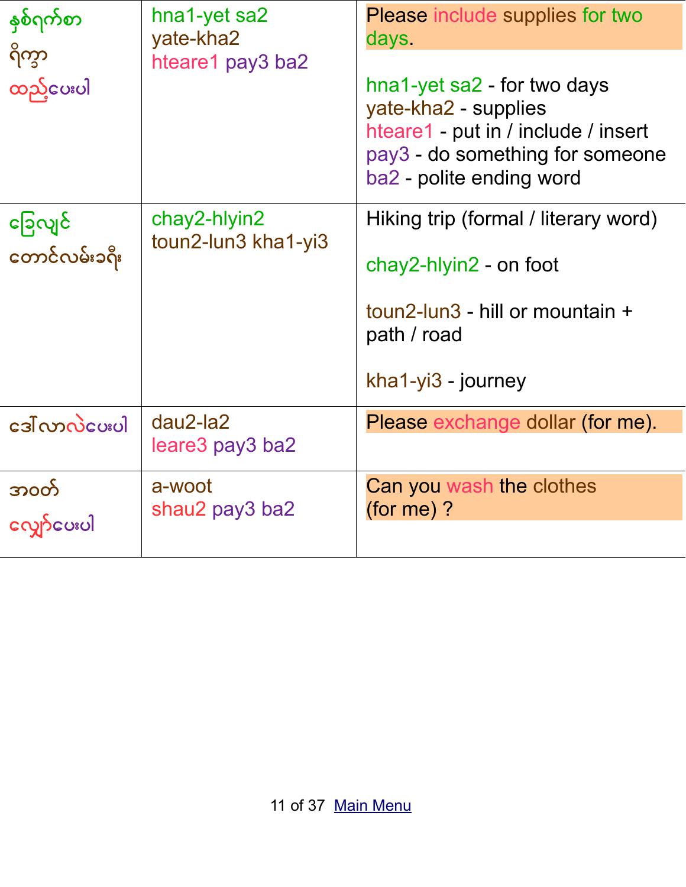| | | |
|---|---|---|
| နှစ်ရက်စာ ရိက္ခာ ထည့်ပေးပါ | hna1-yet sa2 yate-kha2 hteare1 pay3 ba2 | Please include supplies for two days.<br><br>hna1-yet sa2 - for two days<br>yate-kha2 - supplies<br>hteare1 - put in / include / insert<br>pay3 - do something for someone<br>ba2 - polite ending word |
| ခြေလျင် တောင်လမ်းခရီး | chay2-hlyin2 toun2-lun3 kha1-yi3 | Hiking trip (formal / literary word)<br><br>chay2-hlyin2 - on foot<br><br>toun2-lun3 - hill or mountain + path / road<br><br>kha1-yi3 - journey |
| ဒေါ်လာလဲပေးပါ | dau2-la2 leare3 pay3 ba2 | Please exchange dollar (for me). |
| အဝတ် လျှော်ပေးပါ | a-woot shau2 pay3 ba2 | Can you wash the clothes (for me) ? |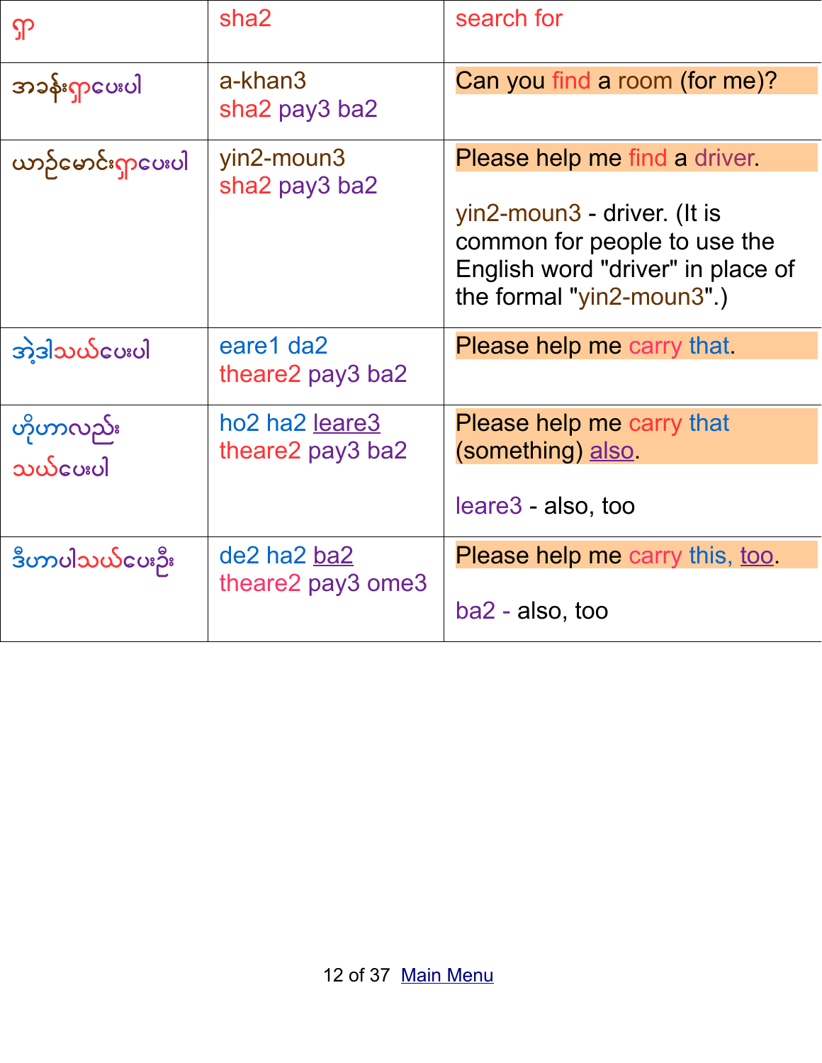| ရှာ | sha2 | search for |
|---|---|---|
| အခန်းရှာပေးပါ | a-khan3 sha2 pay3 ba2 | Can you find a room (for me)? |
| ယာဉ်မောင်းရှာပေးပါ | yin2-moun3 sha2 pay3 ba2 | Please help me find a driver.<br><br>yin2-moun3 - driver. (It is common for people to use the English word "driver" in place of the formal "yin2-moun3".) |
| အဲ့ဒါသယ်ပေးပါ | eare1 da2 theare2 pay3 ba2 | Please help me carry that. |
| ဟိုဟာလည်း သယ်ပေးပါ | ho2 ha2 leare3 theare2 pay3 ba2 | Please help me carry that (something) also.<br><br>leare3 - also, too |
| ဒီဟာပါသယ်ပေးဦး | de2 ha2 ba2 theare2 pay3 ome3 | Please help me carry this, too.<br><br>ba2 - also, too |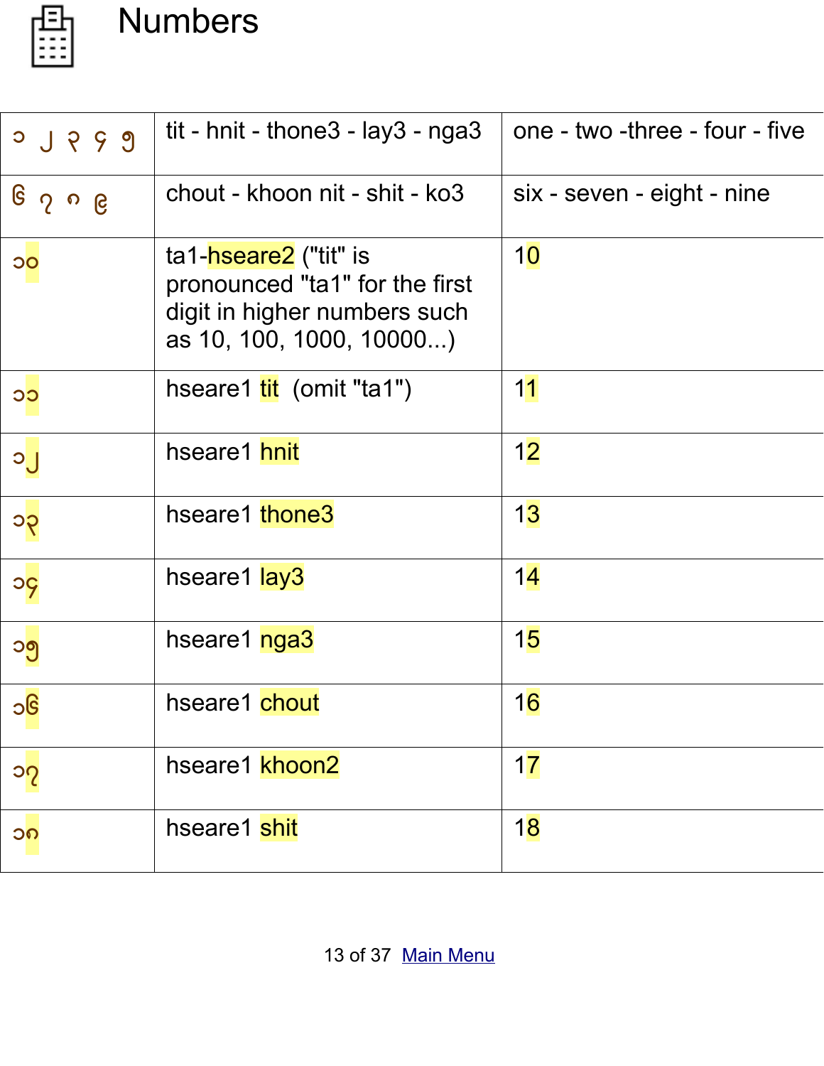# Numbers

| ၁ ၂ ၃ ၄ ၅ | tit - hnit - thone3 - lay3 - nga3 | one - two -three - four - five |
|---|---|---|
| ၆ ၇ ၈ ၉ | chout - khoon nit - shit - ko3 | six - seven - eight - nine |
| ၁၀ | ta1-hseare2 ("tit" is pronounced "ta1" for the first digit in higher numbers such as 10, 100, 1000, 10000...) | 10 |
| ၁၁ | hseare1 tit (omit "ta1") | 11 |
| ၁၂ | hseare1 hnit | 12 |
| ၁၃ | hseare1 thone3 | 13 |
| ၁၄ | hseare1 lay3 | 14 |
| ၁၅ | hseare1 nga3 | 15 |
| ၁၆ | hseare1 chout | 16 |
| ၁၇ | hseare1 khoon2 | 17 |
| ၁၈ | hseare1 shit | 18 |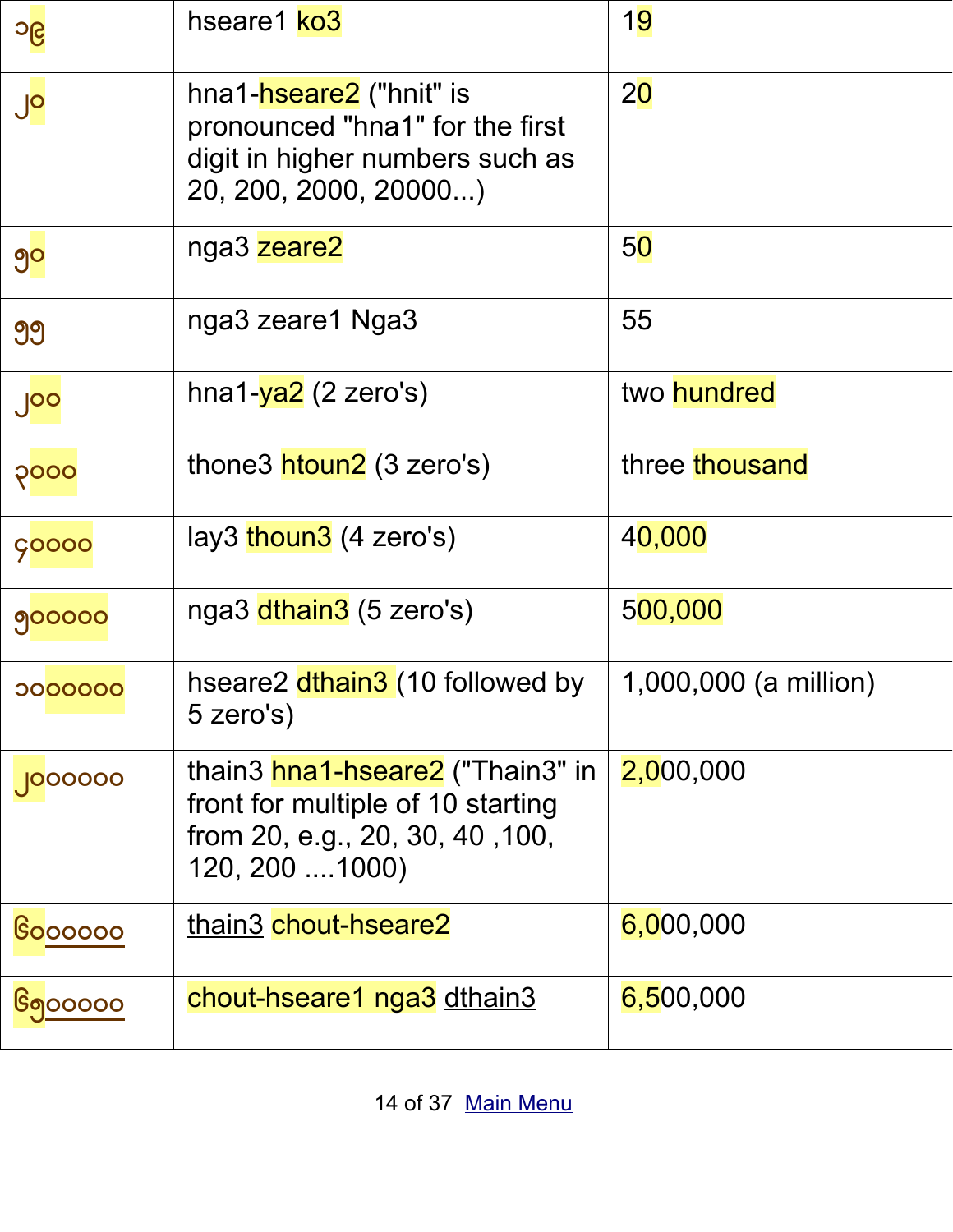| | | |
|---|---|---|
| ၁၉ | hseare1 ko3 | 19 |
| ၂၀ | hna1-hseare2 ("hnit" is pronounced "hna1" for the first digit in higher numbers such as 20, 200, 2000, 20000...) | 20 |
| ၅၀ | nga3 zeare2 | 50 |
| ၅၅ | nga3 zeare1 Nga3 | 55 |
| ၂၀၀ | hna1-ya2 (2 zero's) | two hundred |
| ၃၀၀၀ | thone3 htoun2 (3 zero's) | three thousand |
| ၄၀၀၀၀ | lay3 thoun3 (4 zero's) | 40,000 |
| ၅၀၀၀၀၀ | nga3 dthain3 (5 zero's) | 500,000 |
| ၁၀၀၀၀၀၀ | hseare2 dthain3 (10 followed by 5 zero's) | 1,000,000 (a million) |
| ၂၀၀၀၀၀၀ | thain3 hna1-hseare2 ("Thain3" in front for multiple of 10 starting from 20, e.g., 20, 30, 40 ,100, 120, 200 ....1000) | 2,000,000 |
| ၆၀၀၀၀၀၀ | thain3 chout-hseare2 | 6,000,000 |
| ၆၅၀၀၀၀၀ | chout-hseare1 nga3 dthain3 | 6,500,000 |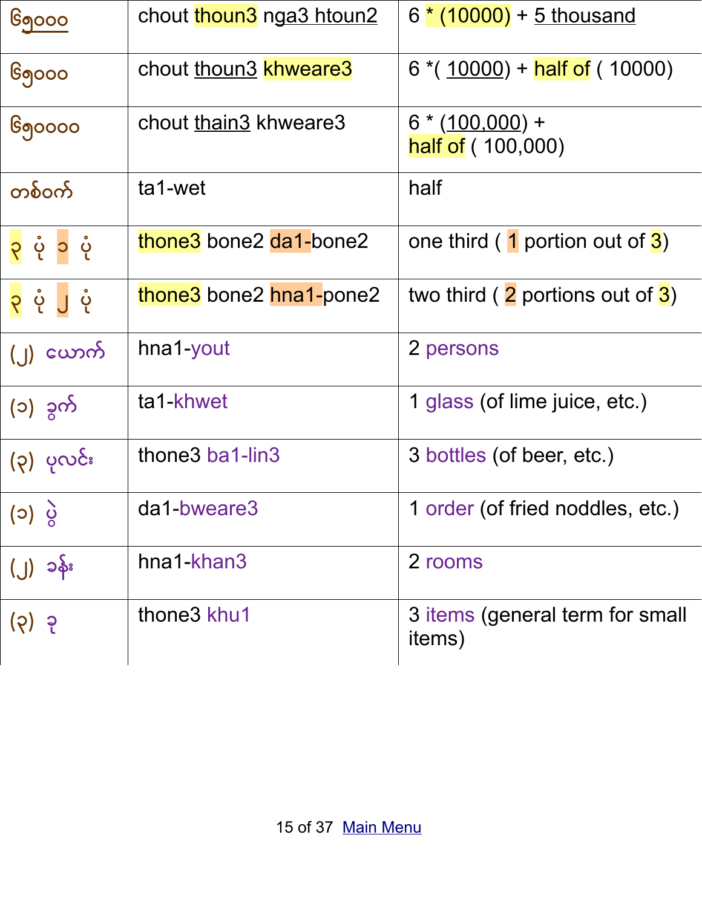| | | |
|---|---|---|
| ၆၅၀၀၀ | chout thoun3 nga3 htoun2 | 6 * (10000) + 5 thousand |
| ၆၅၀၀၀ | chout thoun3 khweare3 | 6 *( 10000) + half of ( 10000) |
| ၆၅၀၀၀၀ | chout thain3 khweare3 | 6 * (100,000) + half of ( 100,000) |
| တစ်ဝက် | ta1-wet | half |
| ၃ ပုံ ၁ ပုံ | thone3 bone2 da1-bone2 | one third ( 1 portion out of 3) |
| ၃ ပုံ ၂ ပုံ | thone3 bone2 hna1-pone2 | two third ( 2 portions out of 3) |
| (၂) ယောက် | hna1-yout | 2 persons |
| (၁) ခွက် | ta1-khwet | 1 glass (of lime juice, etc.) |
| (၃) ပုလင်း | thone3 ba1-lin3 | 3 bottles (of beer, etc.) |
| (၁) ပွဲ | da1-bweare3 | 1 order (of fried noddles, etc.) |
| (၂) ခန်း | hna1-khan3 | 2 rooms |
| (၃) ခု | thone3 khu1 | 3 items (general term for small items) |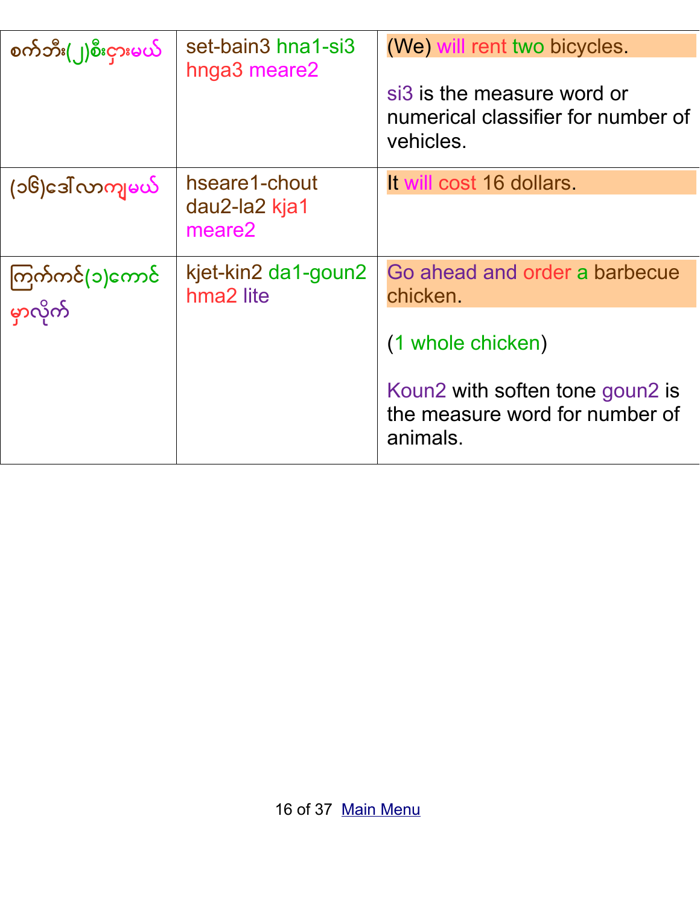| | | |
|---|---|---|
| စက်ဘီး(၂)စီးငှားမယ် | set-bain3 hna1-si3 hnga3 meare2 | (We) will rent two bicycles.<br><br>si3 is the measure word or numerical classifier for number of vehicles. |
| (၁၆)ဒေါ်လာကျမယ် | hseare1-chout dau2-la2 kja1 meare2 | It will cost 16 dollars. |
| ကြက်ကင်(၁)ကောင်မှာလိုက် | kjet-kin2 da1-goun2 hma2 lite | Go ahead and order a barbecue chicken.<br><br>(1 whole chicken)<br><br>Koun2 with soften tone goun2 is the measure word for number of animals. |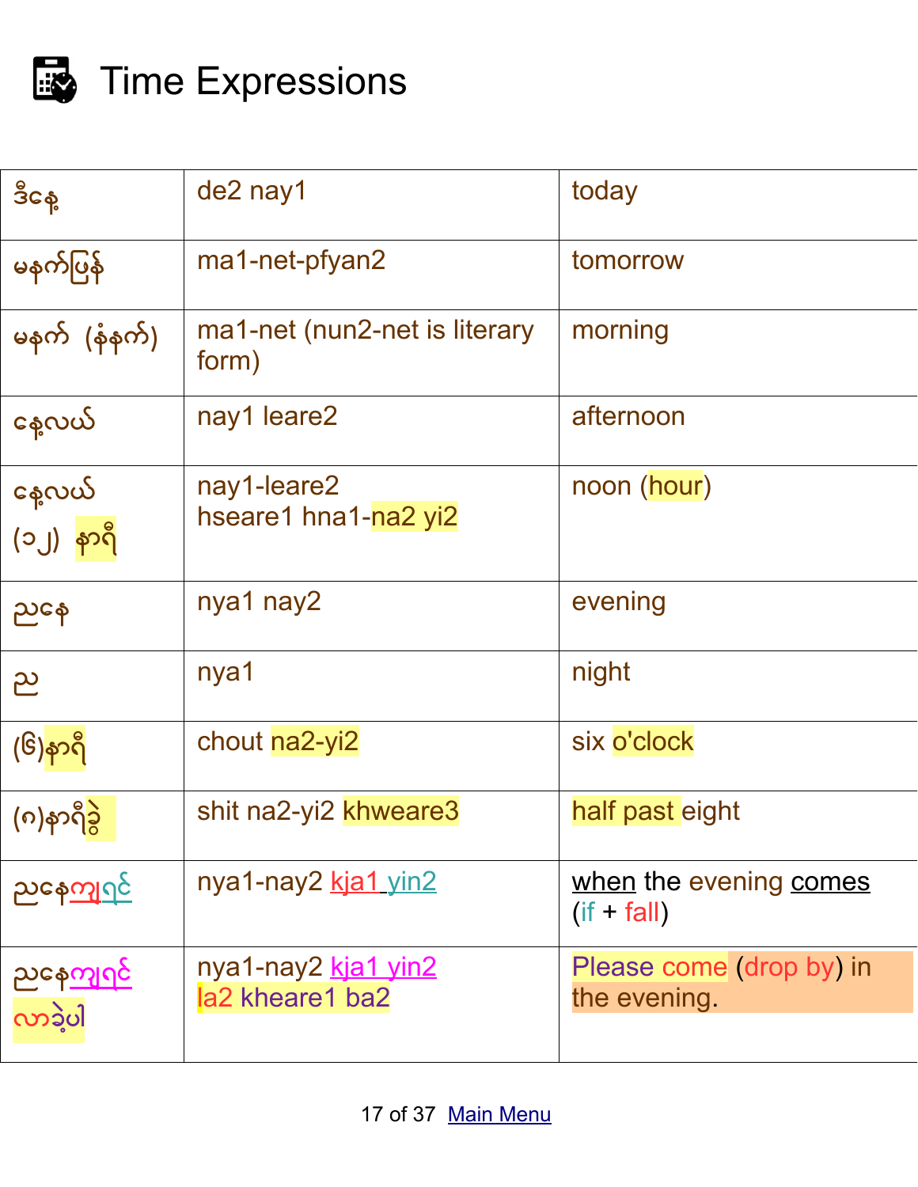# Time Expressions

| | | |
|---|---|---|
| ဒီနေ့ | de2 nay1 | today |
| မနက်ဖြန် | ma1-net-pfyan2 | tomorrow |
| မနက် (နံနက်) | ma1-net (nun2-net is literary form) | morning |
| နေ့လယ် | nay1 leare2 | afternoon |
| နေ့လယ် (၁၂) နာရီ | nay1-leare2 hseare1 hna1-na2 yi2 | noon (hour) |
| ညနေ | nya1 nay2 | evening |
| ည | nya1 | night |
| (၆)နာရီ | chout na2-yi2 | six o'clock |
| (၈)နာရီခွဲ | shit na2-yi2 khweare3 | half past eight |
| ညနေကျရင် | nya1-nay2 kja1 yin2 | when the evening comes (if + fall) |
| ညနေကျရင် လာခဲ့ပါ | nya1-nay2 kja1 yin2 la2 kheare1 ba2 | Please come (drop by) in the evening. |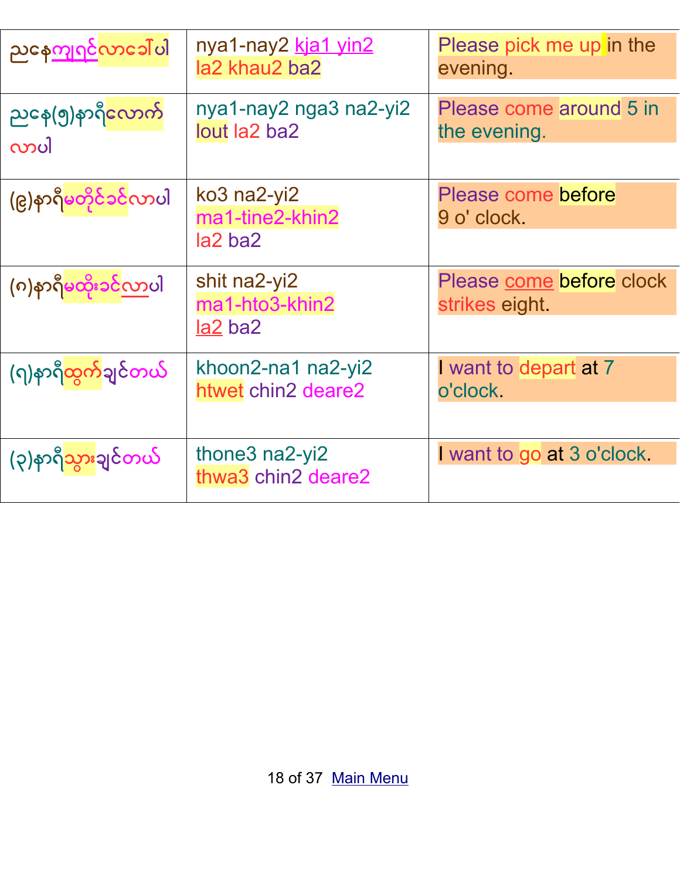| | | |
|---|---|---|
| ညနေကျွရင်လာခေါ်ပါ | nya1-nay2 kja1 yin2 la2 khau2 ba2 | Please pick me up in the evening. |
| ညနေ(၅)နာရီလောက်လာပါ | nya1-nay2 nga3 na2-yi2 lout la2 ba2 | Please come around 5 in the evening. |
| (၉)နာရီမတိုင်ခင်လာပါ | ko3 na2-yi2 ma1-tine2-khin2 la2 ba2 | Please come before 9 o' clock. |
| (၈)နာရီမထိုးခင်လာပါ | shit na2-yi2 ma1-hto3-khin2 la2 ba2 | Please come before clock strikes eight. |
| (၇)နာရီထွက်ချင်တယ် | khoon2-na1 na2-yi2 htwet chin2 deare2 | I want to depart at 7 o'clock. |
| (၃)နာရီသွားချင်တယ် | thone3 na2-yi2 thwa3 chin2 deare2 | I want to go at 3 o'clock. |

Main Menu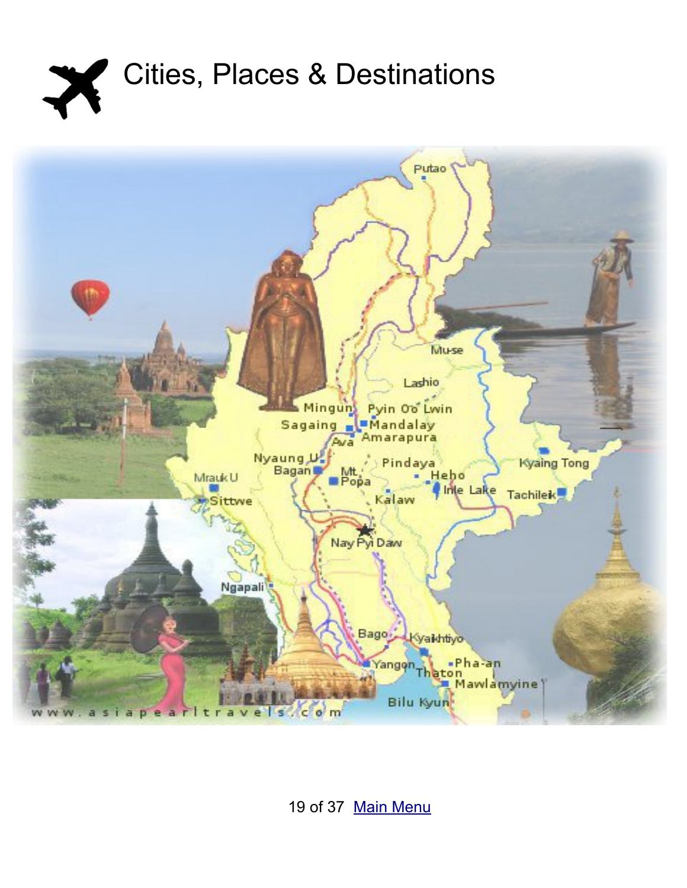# Cities, Places & Destinations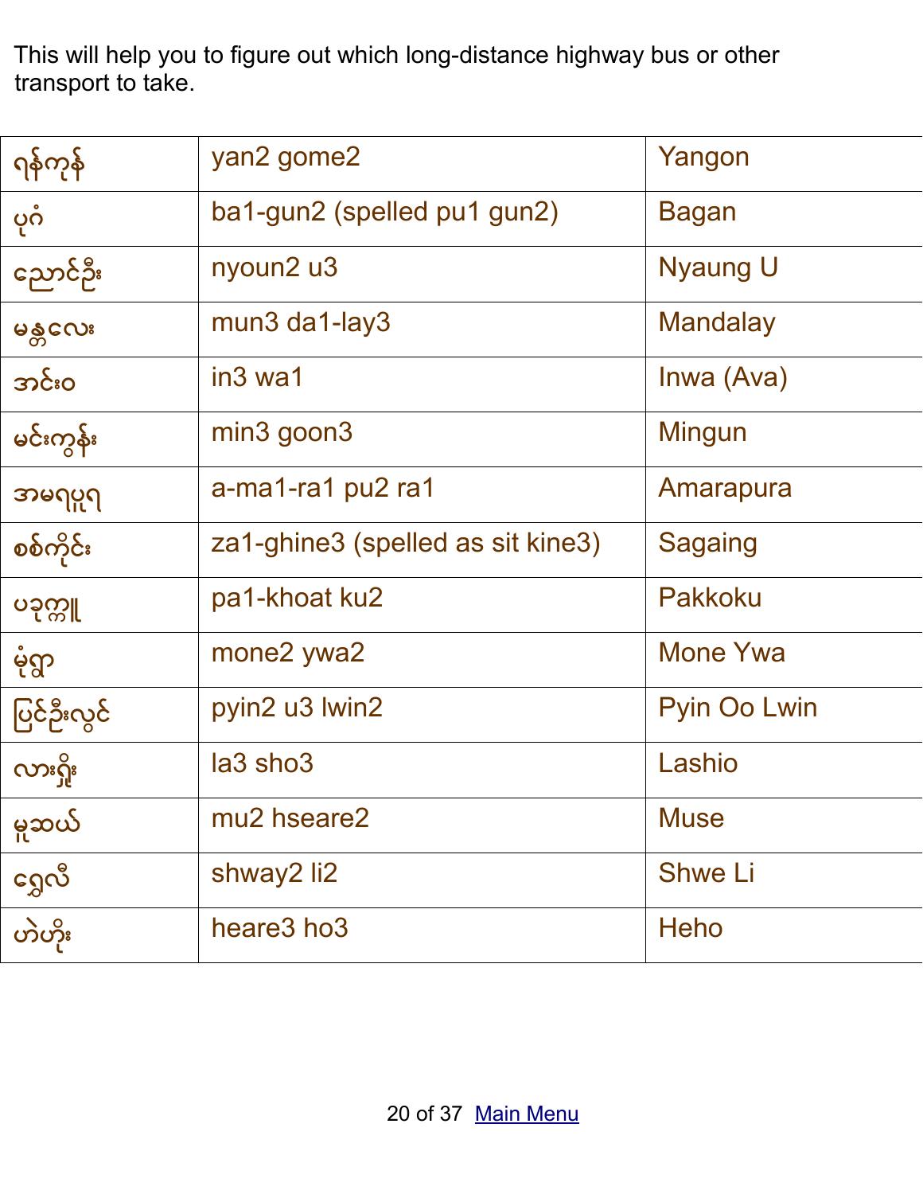This will help you to figure out which long-distance highway bus or other transport to take.

| ရန်ကုန် | yan2 gome2 | Yangon |
|---|---|---|
| ပုဂံ | ba1-gun2 (spelled pu1 gun2) | Bagan |
| ညောင်ဦး | nyoun2 u3 | Nyaung U |
| မန္တလေး | mun3 da1-lay3 | Mandalay |
| အင်းဝ | in3 wa1 | Inwa (Ava) |
| မင်းကွန်း | min3 goon3 | Mingun |
| အမရပူရ | a-ma1-ra1 pu2 ra1 | Amarapura |
| စစ်ကိုင်း | za1-ghine3 (spelled as sit kine3) | Sagaing |
| ပခုက္ကူ | pa1-khoat ku2 | Pakkoku |
| မုံရွာ | mone2 ywa2 | Mone Ywa |
| ပြင်ဦးလွင် | pyin2 u3 lwin2 | Pyin Oo Lwin |
| လားရှိုး | la3 sho3 | Lashio |
| မူဆယ် | mu2 hseare2 | Muse |
| ရွှေလီ | shway2 li2 | Shwe Li |
| ဟဲဟိုး | heare3 ho3 | Heho |

Main Menu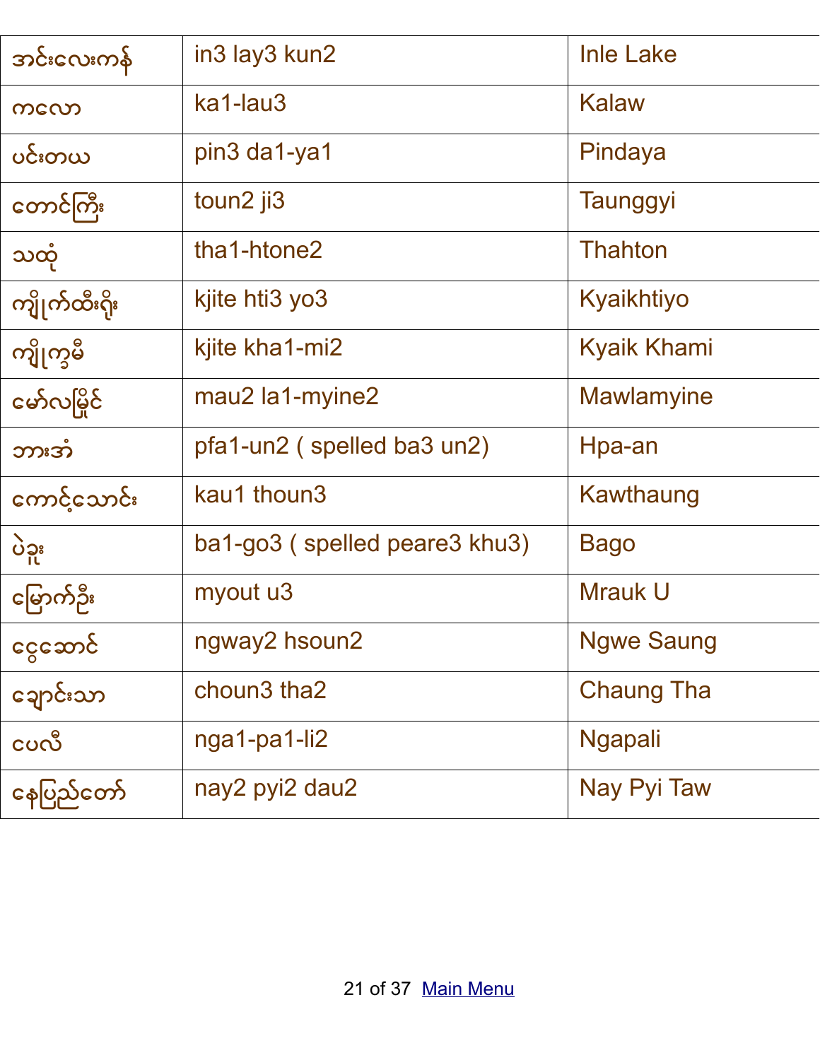| | | |
|---|---|---|
| အင်းလေးကန် | in3 lay3 kun2 | Inle Lake |
| ကလော | ka1-lau3 | Kalaw |
| ပင်းတယ | pin3 da1-ya1 | Pindaya |
| တောင်ကြီး | toun2 ji3 | Taunggyi |
| သထုံ | tha1-htone2 | Thahton |
| ကျိုက်ထီးရိုး | kjite hti3 yo3 | Kyaikhtiyo |
| ကျိုက္ခမီ | kjite kha1-mi2 | Kyaik Khami |
| မော်လမြိုင် | mau2 la1-myine2 | Mawlamyine |
| ဘားအံ | pfa1-un2 ( spelled ba3 un2) | Hpa-an |
| ကောင့်သောင်း | kau1 thoun3 | Kawthaung |
| ပဲခူး | ba1-go3 ( spelled peare3 khu3) | Bago |
| မြောက်ဦး | myout u3 | Mrauk U |
| ငွေဆောင် | ngway2 hsoun2 | Ngwe Saung |
| ချောင်းသာ | choun3 tha2 | Chaung Tha |
| ငပလီ | nga1-pa1-li2 | Ngapali |
| နေပြည်တော် | nay2 pyi2 dau2 | Nay Pyi Taw |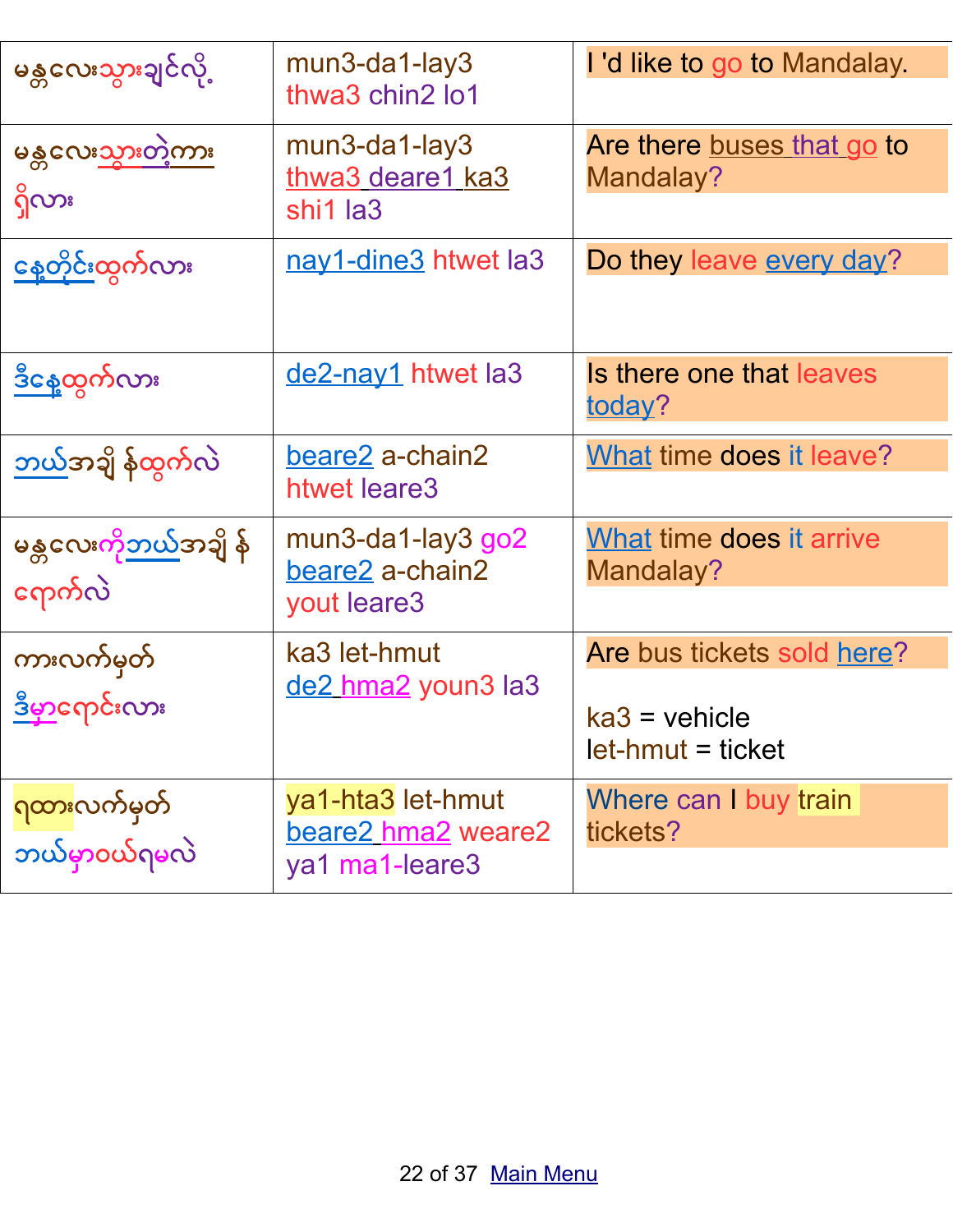| | | |
|---|---|---|
| မန္တလေးသွားချင်လို့ | mun3-da1-lay3 thwa3 chin2 lo1 | I 'd like to go to Mandalay. |
| မန္တလေးသွားတဲ့ကား ရှိလား | mun3-da1-lay3 thwa3 deare1 ka3 shi1 la3 | Are there buses that go to Mandalay? |
| နေ့တိုင်းထွက်လား | nay1-dine3 htwet la3 | Do they leave every day? |
| ဒီနေ့ထွက်လား | de2-nay1 htwet la3 | Is there one that leaves today? |
| ဘယ်အချိန်ထွက်လဲ | beare2 a-chain2 htwet leare3 | What time does it leave? |
| မန္တလေးကိုဘယ်အချိန် ရောက်လဲ | mun3-da1-lay3 go2 beare2 a-chain2 yout leare3 | What time does it arrive Mandalay? |
| ကားလက်မှတ် ဒီမှာရောင်းလား | ka3 let-hmut de2 hma2 youn3 la3 | Are bus tickets sold here?<br><br>ka3 = vehicle<br>let-hmut = ticket |
| ရထားလက်မှတ် ဘယ်မှာဝယ်ရမလဲ | ya1-hta3 let-hmut beare2 hma2 weare2 ya1 ma1-leare3 | Where can I buy train tickets? |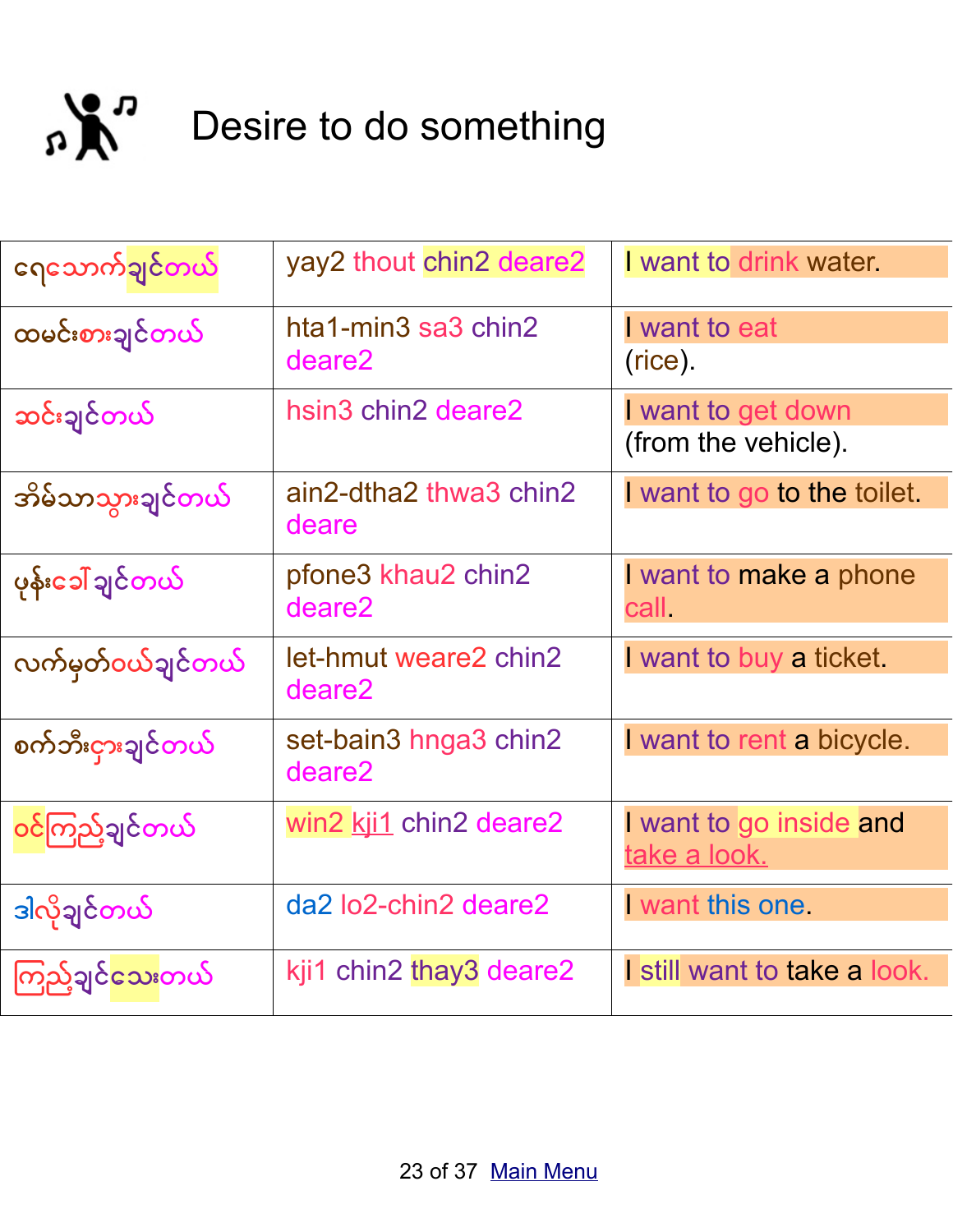# Desire to do something

| | | |
|---|---|---|
| ရေသောက်ချင်တယ် | yay2 thout chin2 deare2 | I want to drink water. |
| ထမင်းစားချင်တယ် | hta1-min3 sa3 chin2 deare2 | I want to eat (rice). |
| ဆင်းချင်တယ် | hsin3 chin2 deare2 | I want to get down (from the vehicle). |
| အိမ်သာသွားချင်တယ် | ain2-dtha2 thwa3 chin2 deare | I want to go to the toilet. |
| ဖုန်းခေါ်ချင်တယ် | pfone3 khau2 chin2 deare2 | I want to make a phone call. |
| လက်မှတ်ဝယ်ချင်တယ် | let-hmut weare2 chin2 deare2 | I want to buy a ticket. |
| စက်ဘီးငှားချင်တယ် | set-bain3 hnga3 chin2 deare2 | I want to rent a bicycle. |
| ဝင်ကြည့်ချင်တယ် | win2 kji1 chin2 deare2 | I want to go inside and take a look. |
| ဒါလိုချင်တယ် | da2 lo2-chin2 deare2 | I want this one. |
| ကြည့်ချင်သေးတယ် | kji1 chin2 thay3 deare2 | I still want to take a look. |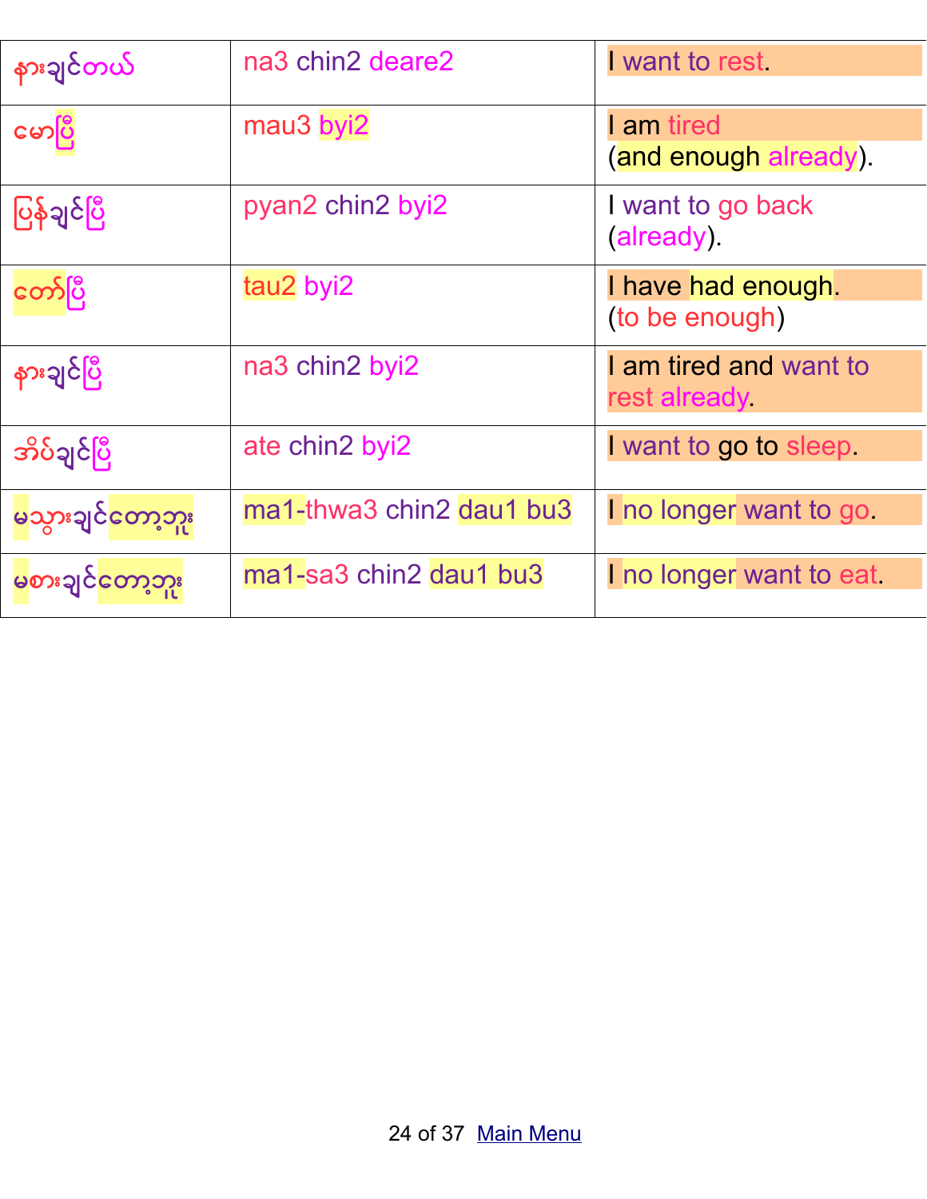| | | |
|---|---|---|
| နားချင်တယ် | na3 chin2 deare2 | I want to rest. |
| မောပြီ | mau3 byi2 | I am tired (and enough already). |
| ပြန်ချင်ပြီ | pyan2 chin2 byi2 | I want to go back (already). |
| တော်ပြီ | tau2 byi2 | I have had enough. (to be enough) |
| နားချင်ပြီ | na3 chin2 byi2 | I am tired and want to rest already. |
| အိပ်ချင်ပြီ | ate chin2 byi2 | I want to go to sleep. |
| မသွားချင်တော့ဘူး | ma1-thwa3 chin2 dau1 bu3 | I no longer want to go. |
| မစားချင်တော့ဘူး | ma1-sa3 chin2 dau1 bu3 | I no longer want to eat. |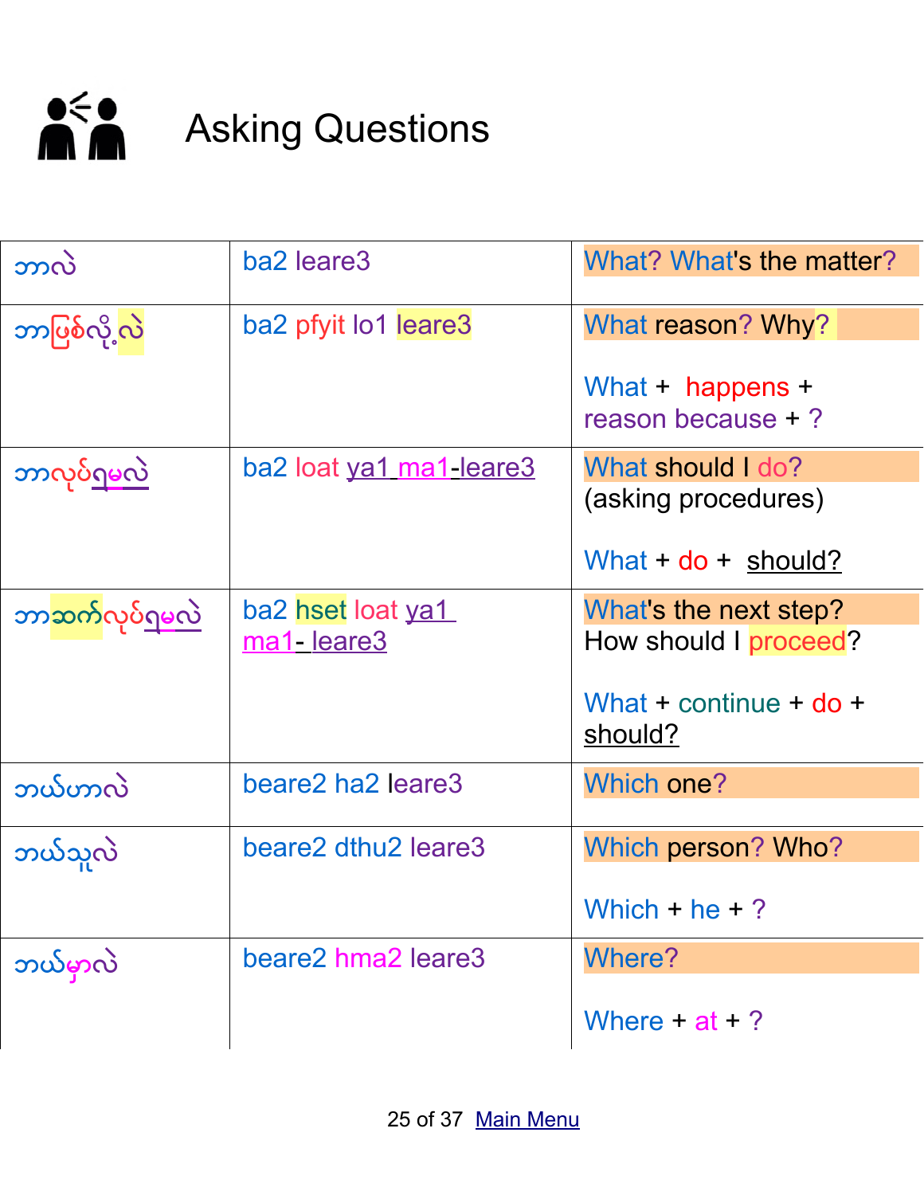# Asking Questions

| | | |
|---|---|---|
| ဘာလဲ | ba2 leare3 | What? What's the matter? |
| ဘာဖြစ်လို့လဲ | ba2 pfyit lo1 leare3 | What reason? Why?<br><br>What + happens + reason because + ? |
| ဘာလုပ်ရမလဲ | ba2 loat ya1 ma1-leare3 | What should I do?<br>(asking procedures)<br><br>What + do + should? |
| ဘာဆက်လုပ်ရမလဲ | ba2 hset loat ya1 ma1- leare3 | What's the next step?<br>How should I proceed?<br><br>What + continue + do + should? |
| ဘယ်ဟာလဲ | beare2 ha2 leare3 | Which one? |
| ဘယ်သူလဲ | beare2 dthu2 leare3 | Which person? Who?<br><br>Which + he + ? |
| ဘယ်မှာလဲ | beare2 hma2 leare3 | Where?<br><br>Where + at + ? |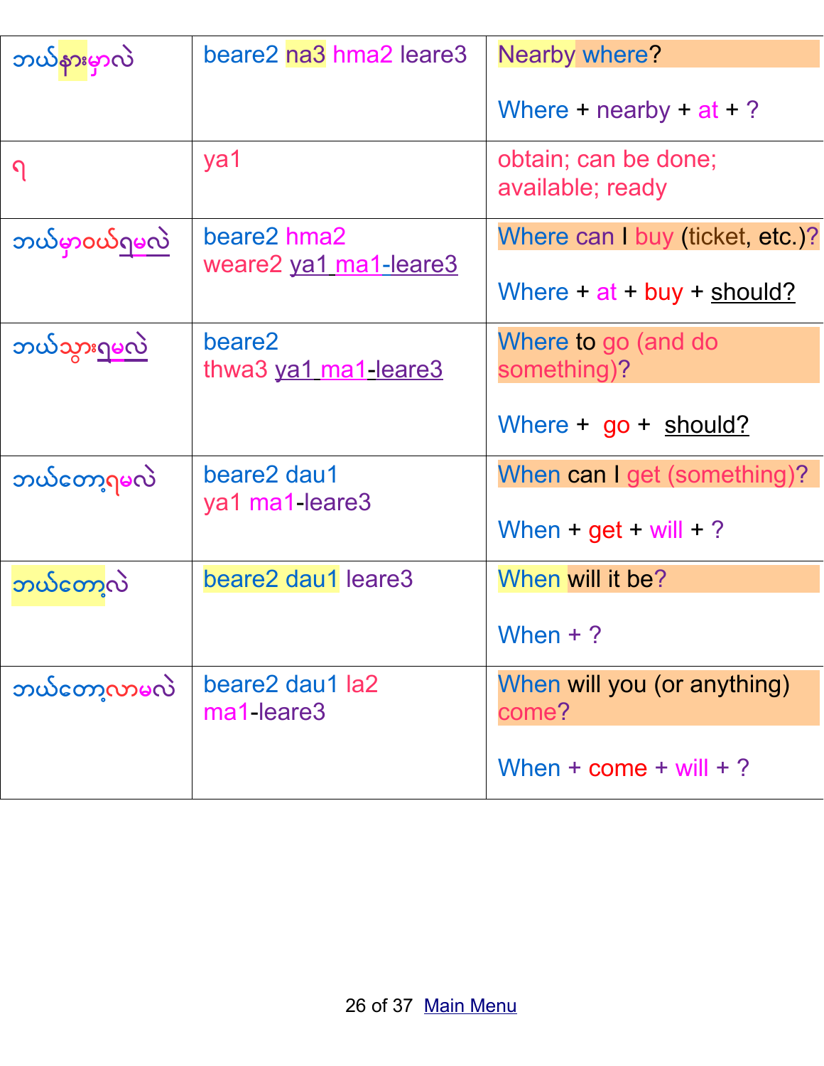| | | |
|---|---|---|
| ဘယ်နားမှာလဲ | beare2 na3 hma2 leare3 | Nearby where?<br><br>Where + nearby + at + ? |
| ရ | ya1 | obtain; can be done; available; ready |
| ဘယ်မှာဝယ်ရမလဲ | beare2 hma2 weare2 ya1 ma1-leare3 | Where can I buy (ticket, etc.)?<br><br>Where + at + buy + should? |
| ဘယ်သွားရမလဲ | beare2 thwa3 ya1 ma1-leare3 | Where to go (and do something)?<br><br>Where + go + should? |
| ဘယ်တော့ရမလဲ | beare2 dau1 ya1 ma1-leare3 | When can I get (something)?<br><br>When + get + will + ? |
| ဘယ်တော့လဲ | beare2 dau1 leare3 | When will it be?<br><br>When + ? |
| ဘယ်တော့လာမလဲ | beare2 dau1 la2 ma1-leare3 | When will you (or anything) come?<br><br>When + come + will + ? |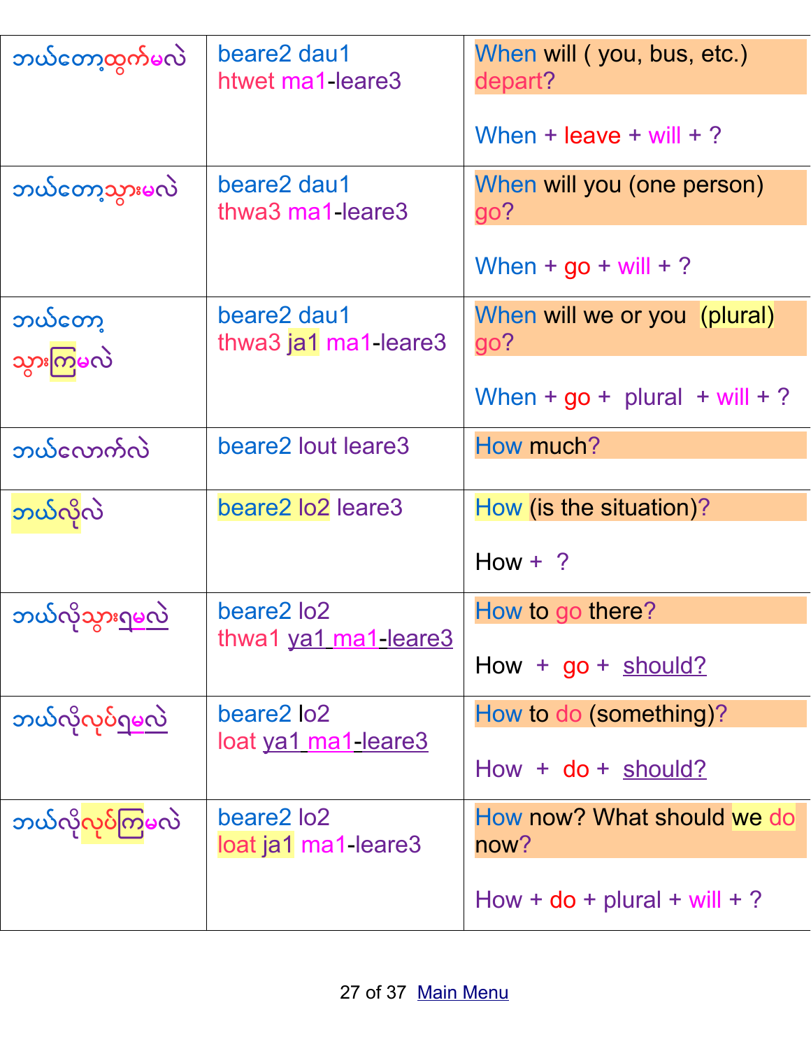| | | |
|---|---|---|
| ဘယ်တော့ထွက်မလဲ | beare2 dau1 htwet ma1-leare3 | When will ( you, bus, etc.) depart?<br><br>When + leave + will + ? |
| ဘယ်တော့သွားမလဲ | beare2 dau1 thwa3 ma1-leare3 | When will you (one person) go?<br><br>When + go + will + ? |
| ဘယ်တော့ သွားကြမလဲ | beare2 dau1 thwa3 ja1 ma1-leare3 | When will we or you (plural) go?<br><br>When + go + plural + will + ? |
| ဘယ်လောက်လဲ | beare2 lout leare3 | How much? |
| ဘယ်လိုလဲ | beare2 lo2 leare3 | How (is the situation)?<br><br>How + ? |
| ဘယ်လိုသွားရမလဲ | beare2 lo2 thwa1 ya1 ma1-leare3 | How to go there?<br><br>How + go + should? |
| ဘယ်လိုလုပ်ရမလဲ | beare2 lo2 loat ya1 ma1-leare3 | How to do (something)?<br><br>How + do + should? |
| ဘယ်လိုလုပ်ကြမလဲ | beare2 lo2 loat ja1 ma1-leare3 | How now? What should we do now?<br><br>How + do + plural + will + ? |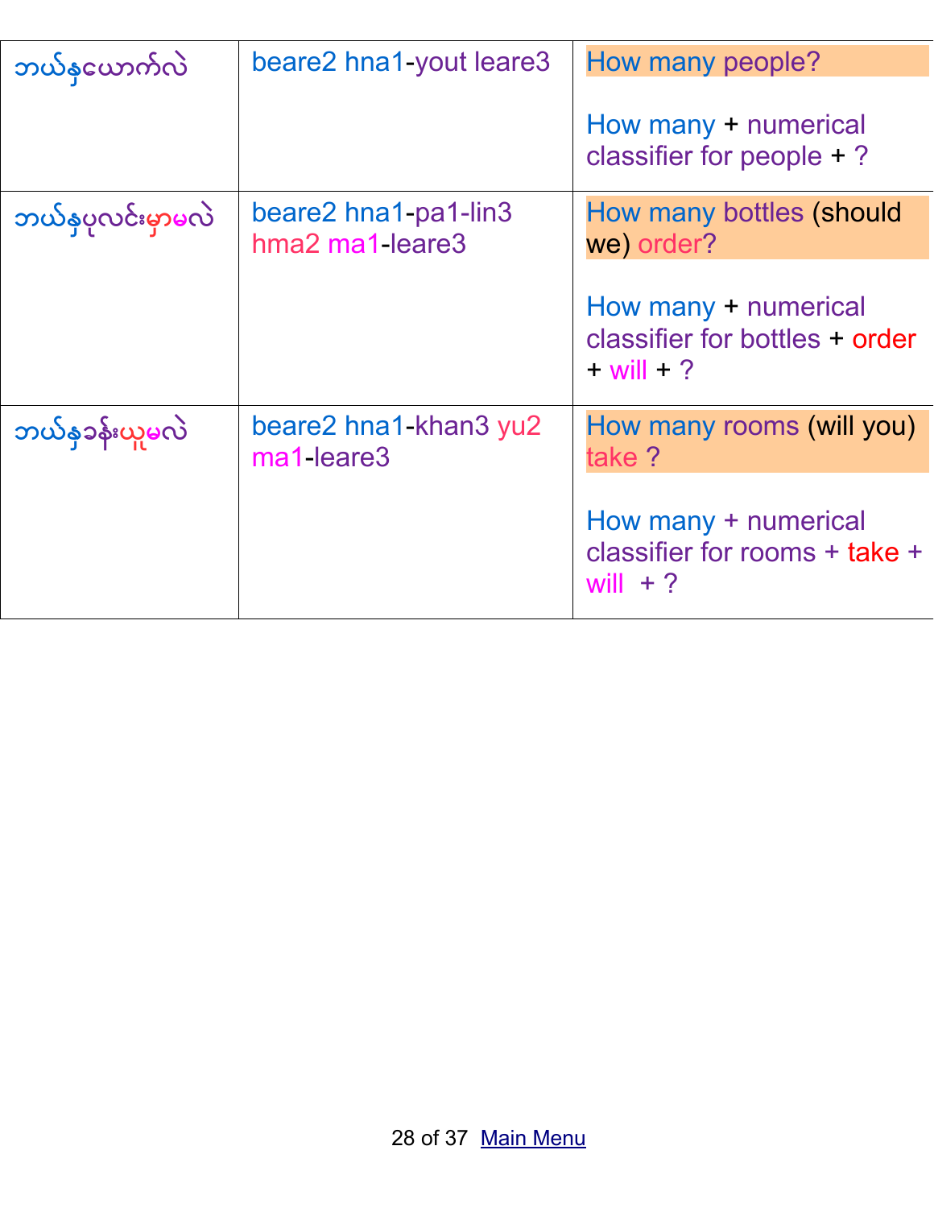| ဘယ်နှယောက်လဲ | beare2 hna1-yout leare3 | How many people?<br><br>How many + numerical classifier for people + ? |
| --- | --- | --- |
| ဘယ်နှပုလင်းမှာမလဲ | beare2 hna1-pa1-lin3 hma2 ma1-leare3 | How many bottles (should we) order?<br><br>How many + numerical classifier for bottles + order + will + ? |
| ဘယ်နှခန်းယူမလဲ | beare2 hna1-khan3 yu2 ma1-leare3 | How many rooms (will you) take ?<br><br>How many + numerical classifier for rooms + take + will + ? |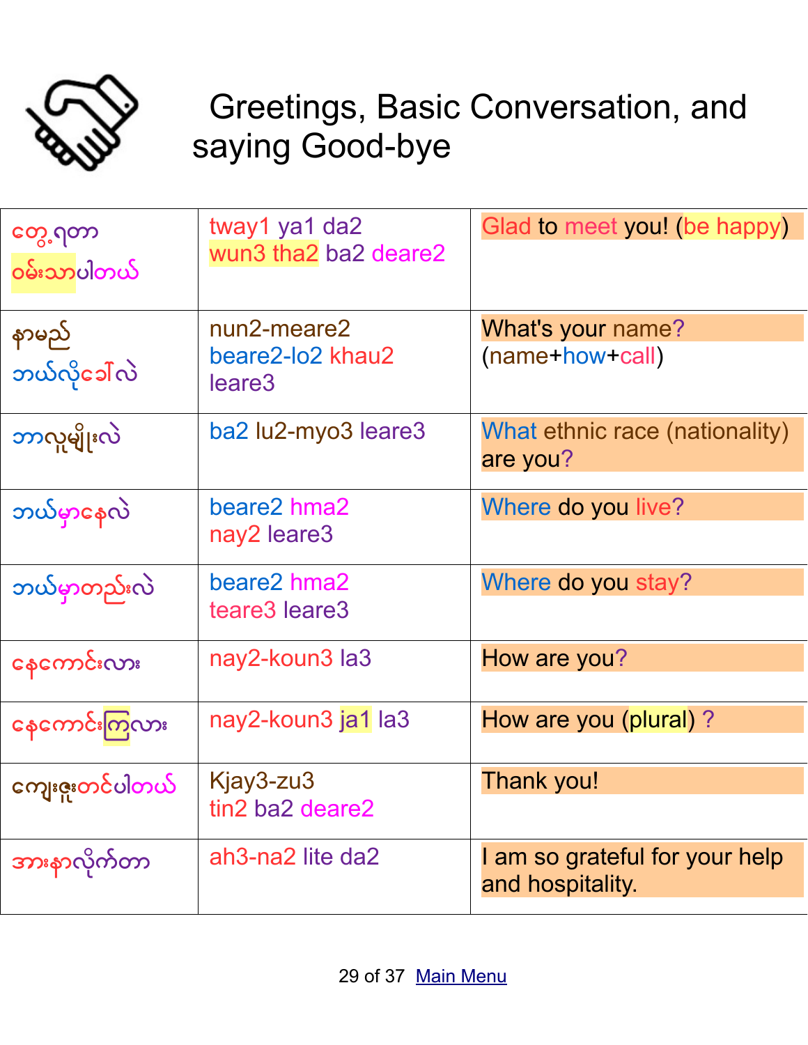# Greetings, Basic Conversation, and saying Good-bye

| | | |
|---|---|---|
| တွေ့ရတာ ဝမ်းသာပါတယ် | tway1 ya1 da2 wun3 tha2 ba2 deare2 | Glad to meet you! (be happy) |
| နာမည် ဘယ်လိုခေါ်လဲ | nun2-meare2 beare2-lo2 khau2 leare3 | What's your name? (name+how+call) |
| ဘာလူမျိုးလဲ | ba2 lu2-myo3 leare3 | What ethnic race (nationality) are you? |
| ဘယ်မှာနေလဲ | beare2 hma2 nay2 leare3 | Where do you live? |
| ဘယ်မှာတည်းလဲ | beare2 hma2 teare3 leare3 | Where do you stay? |
| နေကောင်းလား | nay2-koun3 la3 | How are you? |
| နေကောင်းကြလား | nay2-koun3 ja1 la3 | How are you (plural) ? |
| ကျေးဇူးတင်ပါတယ် | Kjay3-zu3 tin2 ba2 deare2 | Thank you! |
| အားနာလိုက်တာ | ah3-na2 lite da2 | I am so grateful for your help and hospitality. |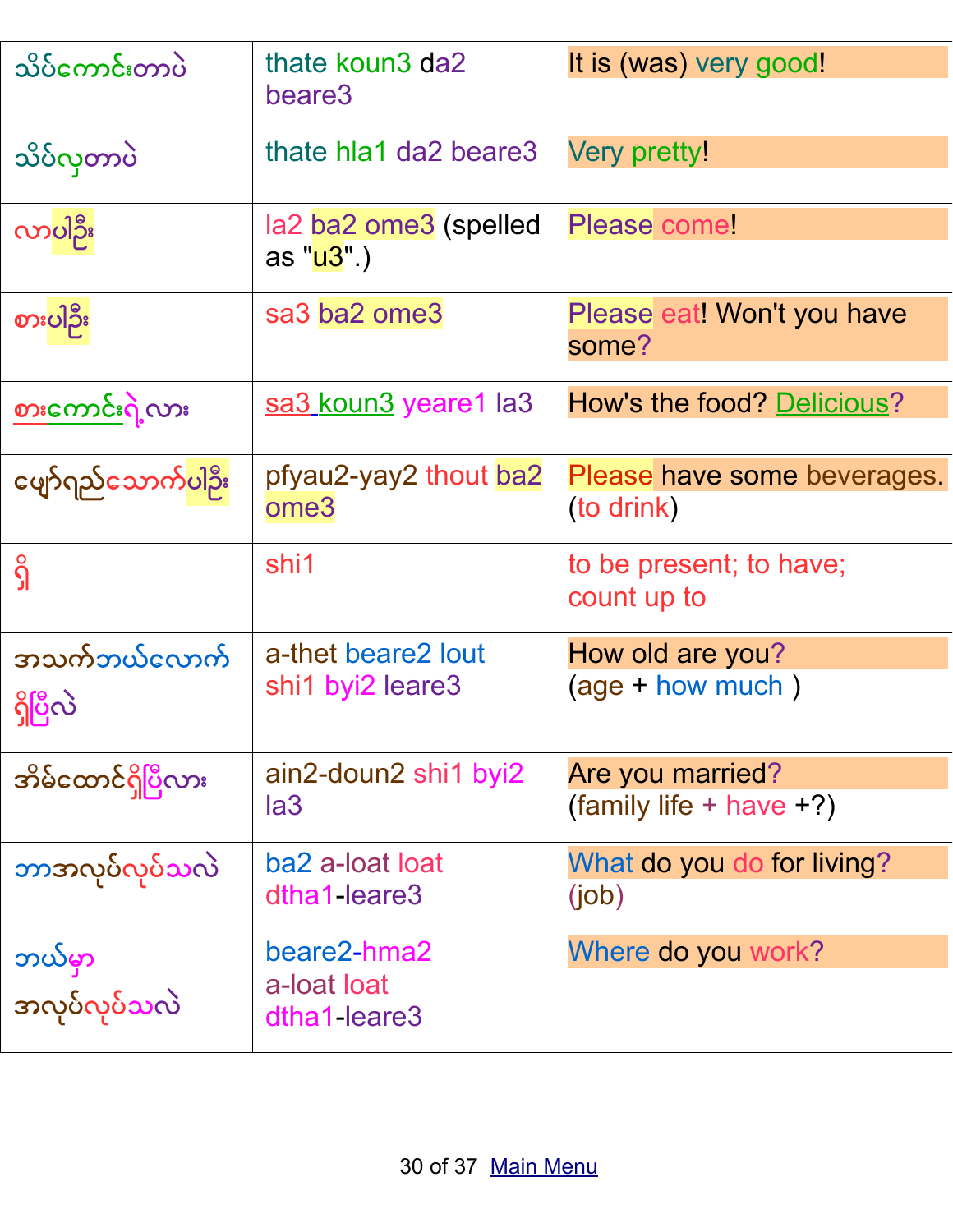| | | |
|---|---|---|
| သိပ်ကောင်းတာပဲ | thate koun3 da2 beare3 | It is (was) very good! |
| သိပ်လှတာပဲ | thate hla1 da2 beare3 | Very pretty! |
| လာပါဦး | la2 ba2 ome3 (spelled as "u3".) | Please come! |
| စားပါဦး | sa3 ba2 ome3 | Please eat! Won't you have some? |
| စားကောင်းရဲ့လား | sa3 koun3 yeare1 la3 | How's the food? Delicious? |
| ဖျော်ရည်သောက်ပါဦး | pfyau2-yay2 thout ba2 ome3 | Please have some beverages. (to drink) |
| ရှိ | shi1 | to be present; to have; count up to |
| အသက်ဘယ်လောက်ရှိပြီလဲ | a-thet beare2 lout shi1 byi2 leare3 | How old are you? (age + how much ) |
| အိမ်ထောင်ရှိပြီလား | ain2-doun2 shi1 byi2 la3 | Are you married? (family life + have +?) |
| ဘာအလုပ်လုပ်သလဲ | ba2 a-loat loat dtha1-leare3 | What do you do for living? (job) |
| ဘယ်မှာ အလုပ်လုပ်သလဲ | beare2-hma2 a-loat loat dtha1-leare3 | Where do you work? |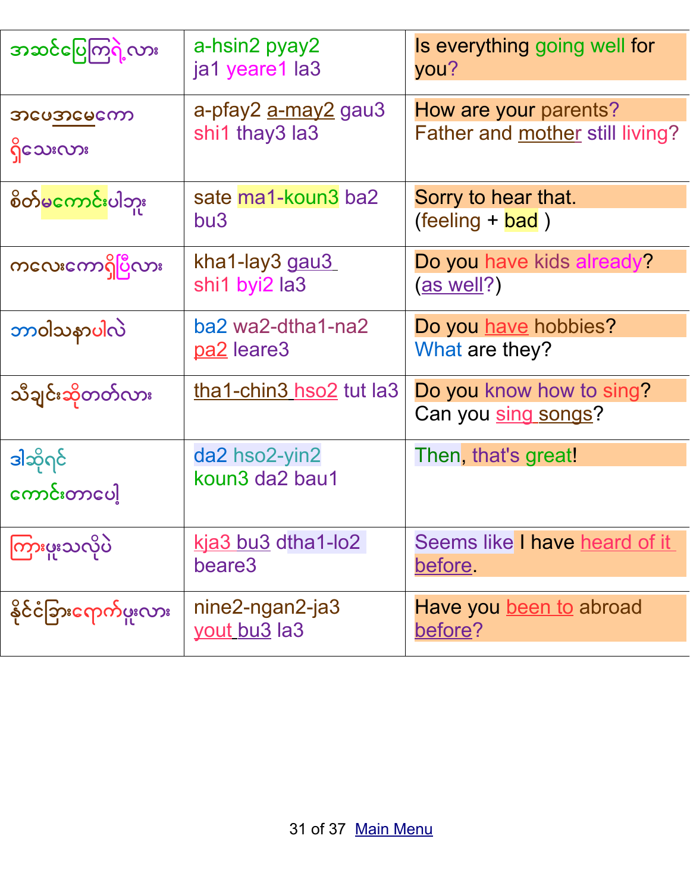| | | |
|---|---|---|
| အဆင်ပြေကြရဲ့လား | a-hsin2 pyay2 ja1 yeare1 la3 | Is everything going well for you? |
| အဖေအမေကော ရှိသေးလား | a-pfay2 a-may2 gau3 shi1 thay3 la3 | How are your parents? Father and mother still living? |
| စိတ်မကောင်းပါဘူး | sate ma1-koun3 ba2 bu3 | Sorry to hear that. (feeling + bad ) |
| ကလေးကောရှိပြီလား | kha1-lay3 gau3 shi1 byi2 la3 | Do you have kids already? (as well?) |
| ဘာဝါသနာပါလဲ | ba2 wa2-dtha1-na2 pa2 leare3 | Do you have hobbies? What are they? |
| သီချင်းဆိုတတ်လား | tha1-chin3 hso2 tut la3 | Do you know how to sing? Can you sing songs? |
| ဒါဆိုရင် ကောင်းတာပေါ့ | da2 hso2-yin2 koun3 da2 bau1 | Then, that's great! |
| ကြားဖူးသလိုပဲ | kja3 bu3 dtha1-lo2 beare3 | Seems like I have heard of it before. |
| နိုင်ငံခြားရောက်ဖူးလား | nine2-ngan2-ja3 yout bu3 la3 | Have you been to abroad before? |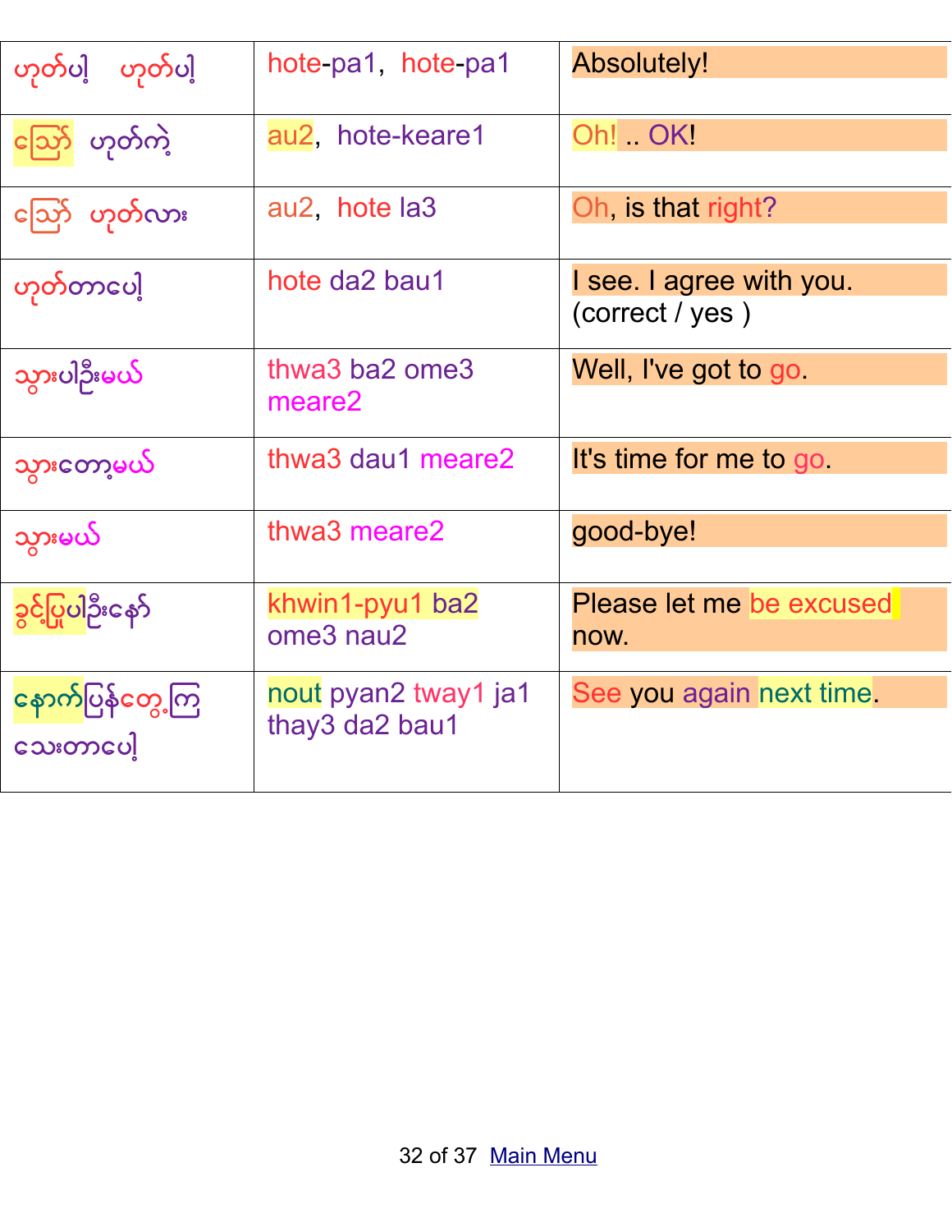| | | |
|---|---|---|
| ဟုတ်ပါ့ ဟုတ်ပါ့ | hote-pa1, hote-pa1 | Absolutely! |
| ဪ ဟုတ်ကဲ့ | au2, hote-keare1 | Oh! .. OK! |
| ဪ ဟုတ်လား | au2, hote la3 | Oh, is that right? |
| ဟုတ်တာပေါ့ | hote da2 bau1 | I see. I agree with you. (correct / yes ) |
| သွားပါဦးမယ် | thwa3 ba2 ome3 meare2 | Well, I've got to go. |
| သွားတော့မယ် | thwa3 dau1 meare2 | It's time for me to go. |
| သွားမယ် | thwa3 meare2 | good-bye! |
| ခွင့်ပြုပါဦးနော် | khwin1-pyu1 ba2 ome3 nau2 | Please let me be excused now. |
| နောက်ပြန်တွေ့ကြသေးတာပေါ့ | nout pyan2 tway1 ja1 thay3 da2 bau1 | See you again next time. |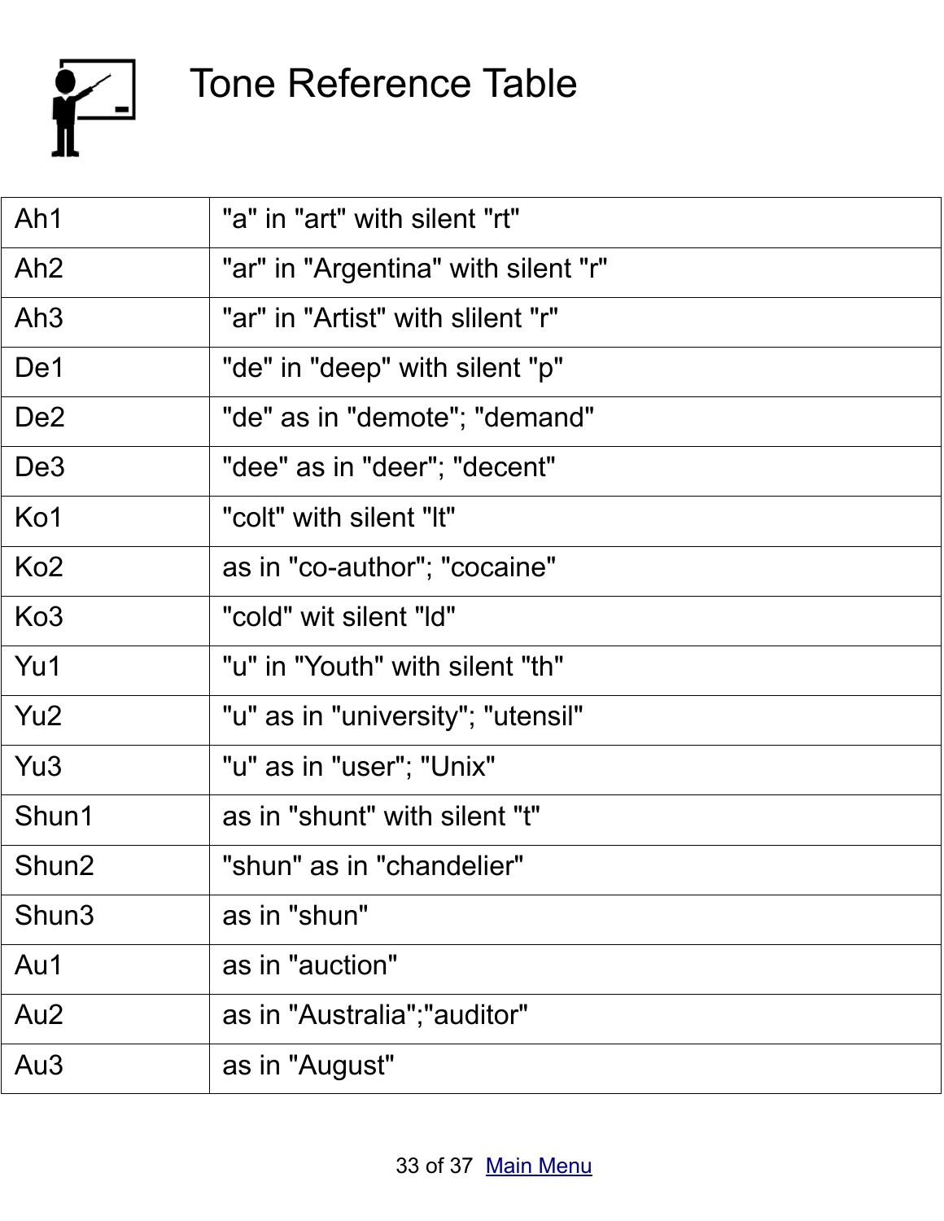# Tone Reference Table

| | |
|---|---|
| Ah1 | "a" in "art" with silent "rt" |
| Ah2 | "ar" in "Argentina" with silent "r" |
| Ah3 | "ar" in "Artist" with slilent "r" |
| De1 | "de" in "deep" with silent "p" |
| De2 | "de" as in "demote"; "demand" |
| De3 | "dee" as in "deer"; "decent" |
| Ko1 | "colt" with silent "lt" |
| Ko2 | as in "co-author"; "cocaine" |
| Ko3 | "cold" wit silent "ld" |
| Yu1 | "u" in "Youth" with silent "th" |
| Yu2 | "u" as in "university"; "utensil" |
| Yu3 | "u" as in "user"; "Unix" |
| Shun1 | as in "shunt" with silent "t" |
| Shun2 | "shun" as in "chandelier" |
| Shun3 | as in "shun" |
| Au1 | as in "auction" |
| Au2 | as in "Australia";"auditor" |
| Au3 | as in "August" |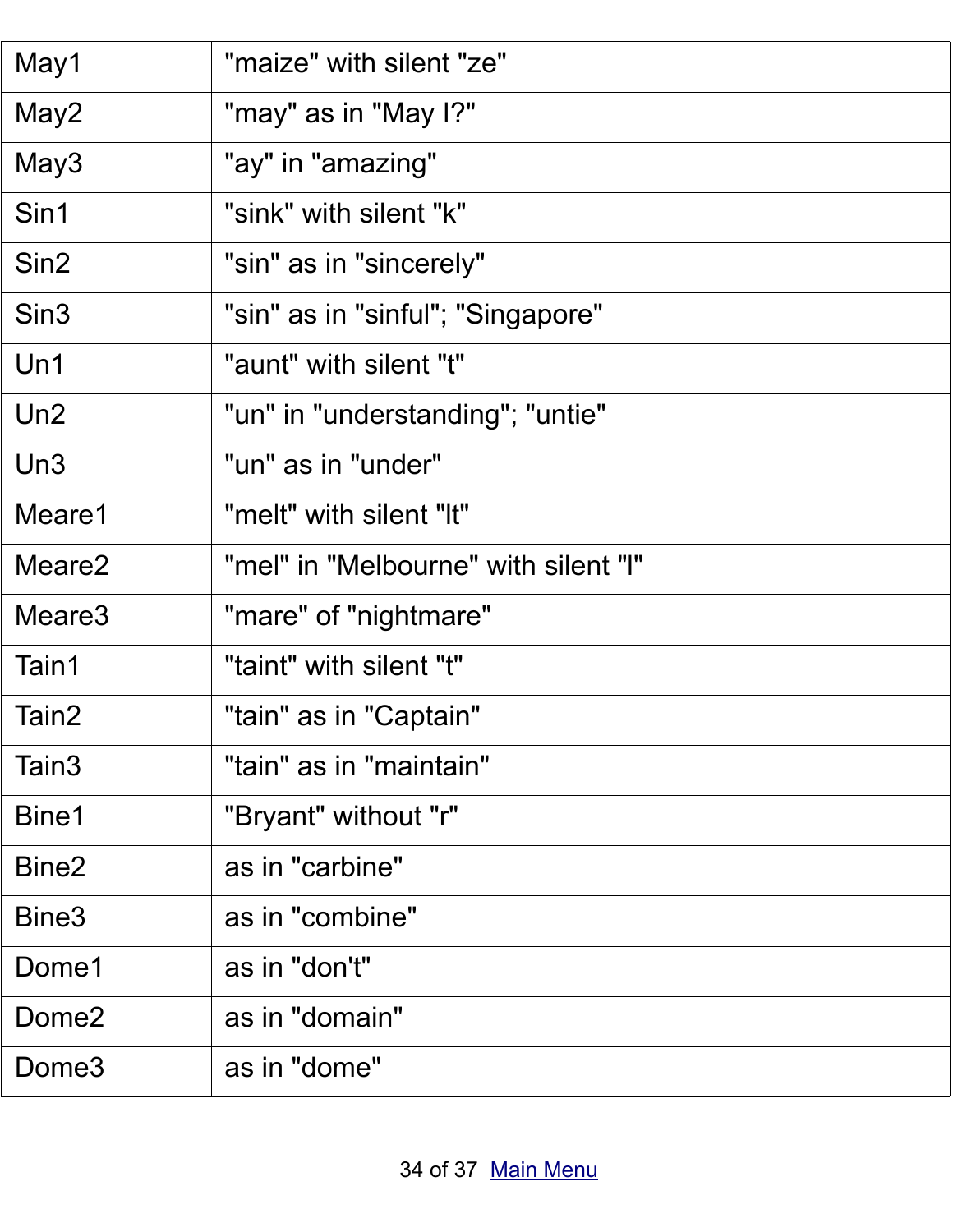| May1 | "maize" with silent "ze" |
|---|---|
| May2 | "may" as in "May I?" |
| May3 | "ay" in "amazing" |
| Sin1 | "sink" with silent "k" |
| Sin2 | "sin" as in "sincerely" |
| Sin3 | "sin" as in "sinful"; "Singapore" |
| Un1 | "aunt" with silent "t" |
| Un2 | "un" in "understanding"; "untie" |
| Un3 | "un" as in "under" |
| Meare1 | "melt" with silent "lt" |
| Meare2 | "mel" in "Melbourne" with silent "l" |
| Meare3 | "mare" of "nightmare" |
| Tain1 | "taint" with silent "t" |
| Tain2 | "tain" as in "Captain" |
| Tain3 | "tain" as in "maintain" |
| Bine1 | "Bryant" without "r" |
| Bine2 | as in "carbine" |
| Bine3 | as in "combine" |
| Dome1 | as in "don't" |
| Dome2 | as in "domain" |
| Dome3 | as in "dome" |

[Main Menu]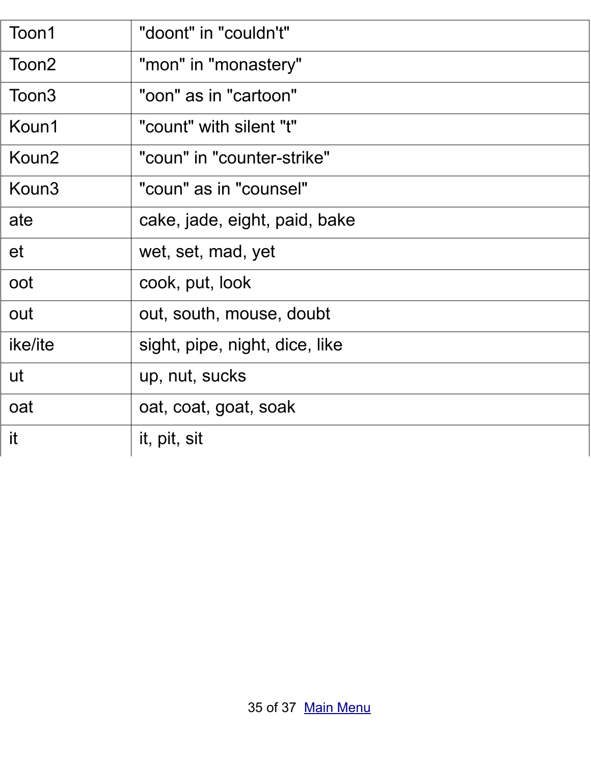| Toon1 | "doont" in "couldn't" |
| --- | --- |
| Toon2 | "mon" in "monastery" |
| Toon3 | "oon" as in "cartoon" |
| Koun1 | "count" with silent "t" |
| Koun2 | "coun" in "counter-strike" |
| Koun3 | "coun" as in "counsel" |
| ate | cake, jade, eight, paid, bake |
| et | wet, set, mad, yet |
| oot | cook, put, look |
| out | out, south, mouse, doubt |
| ike/ite | sight, pipe, night, dice, like |
| ut | up, nut, sucks |
| oat | oat, coat, goat, soak |
| it | it, pit, sit |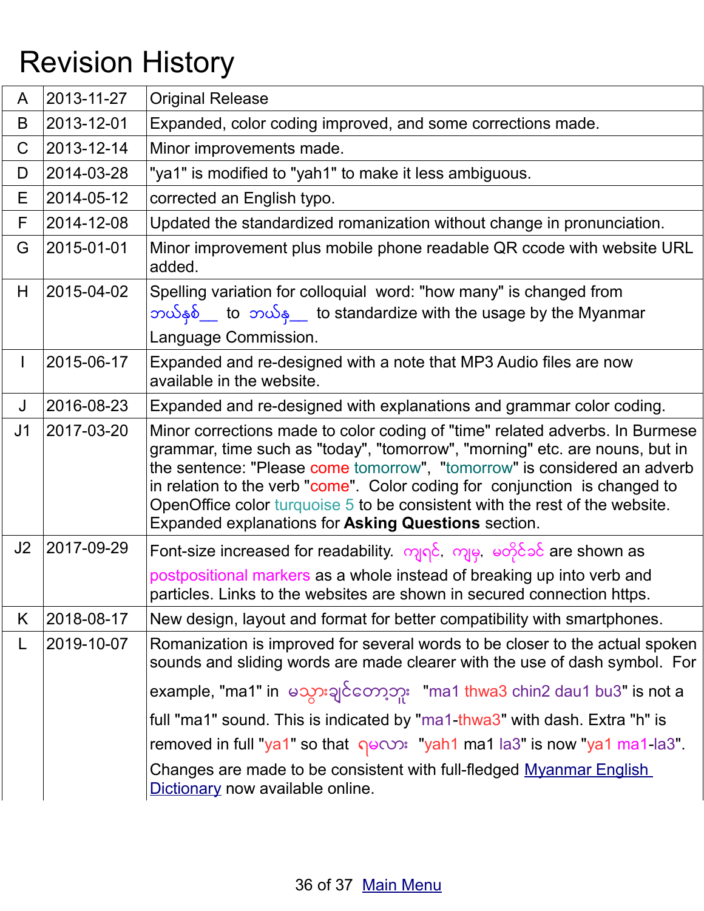# Revision History

| | | |
|---|---|---|
| A | 2013-11-27 | Original Release |
| B | 2013-12-01 | Expanded, color coding improved, and some corrections made. |
| C | 2013-12-14 | Minor improvements made. |
| D | 2014-03-28 | "ya1" is modified to "yah1" to make it less ambiguous. |
| E | 2014-05-12 | corrected an English typo. |
| F | 2014-12-08 | Updated the standardized romanization without change in pronunciation. |
| G | 2015-01-01 | Minor improvement plus mobile phone readable QR ccode with website URL added. |
| H | 2015-04-02 | Spelling variation for colloquial word: "how many" is changed from ဘယ်နှစ်__ to ဘယ်နှ__ to standardize with the usage by the Myanmar Language Commission. |
| I | 2015-06-17 | Expanded and re-designed with a note that MP3 Audio files are now available in the website. |
| J | 2016-08-23 | Expanded and re-designed with explanations and grammar color coding. |
| J1 | 2017-03-20 | Minor corrections made to color coding of "time" related adverbs. In Burmese grammar, time such as "today", "tomorrow", "morning" etc. are nouns, but in the sentence: "Please come tomorrow", "tomorrow" is considered an adverb in relation to the verb "come". Color coding for conjunction is changed to OpenOffice color turquoise 5 to be consistent with the rest of the website. Expanded explanations for **Asking Questions** section. |
| J2 | 2017-09-29 | Font-size increased for readability. ကျရင်, ကျမှ, မတိုင်ခင် are shown as postpositional markers as a whole instead of breaking up into verb and particles. Links to the websites are shown in secured connection https. |
| K | 2018-08-17 | New design, layout and format for better compatibility with smartphones. |
| L | 2019-10-07 | Romanization is improved for several words to be closer to the actual spoken sounds and sliding words are made clearer with the use of dash symbol. For example, "ma1" in မသွားချင်တော့ဘူး "ma1 thwa3 chin2 dau1 bu3" is not a full "ma1" sound. This is indicated by "ma1-thwa3" with dash. Extra "h" is removed in full "ya1" so that ရမလား "yah1 ma1 la3" is now "ya1 ma1-la3". Changes are made to be consistent with full-fledged Myanmar English Dictionary now available online. |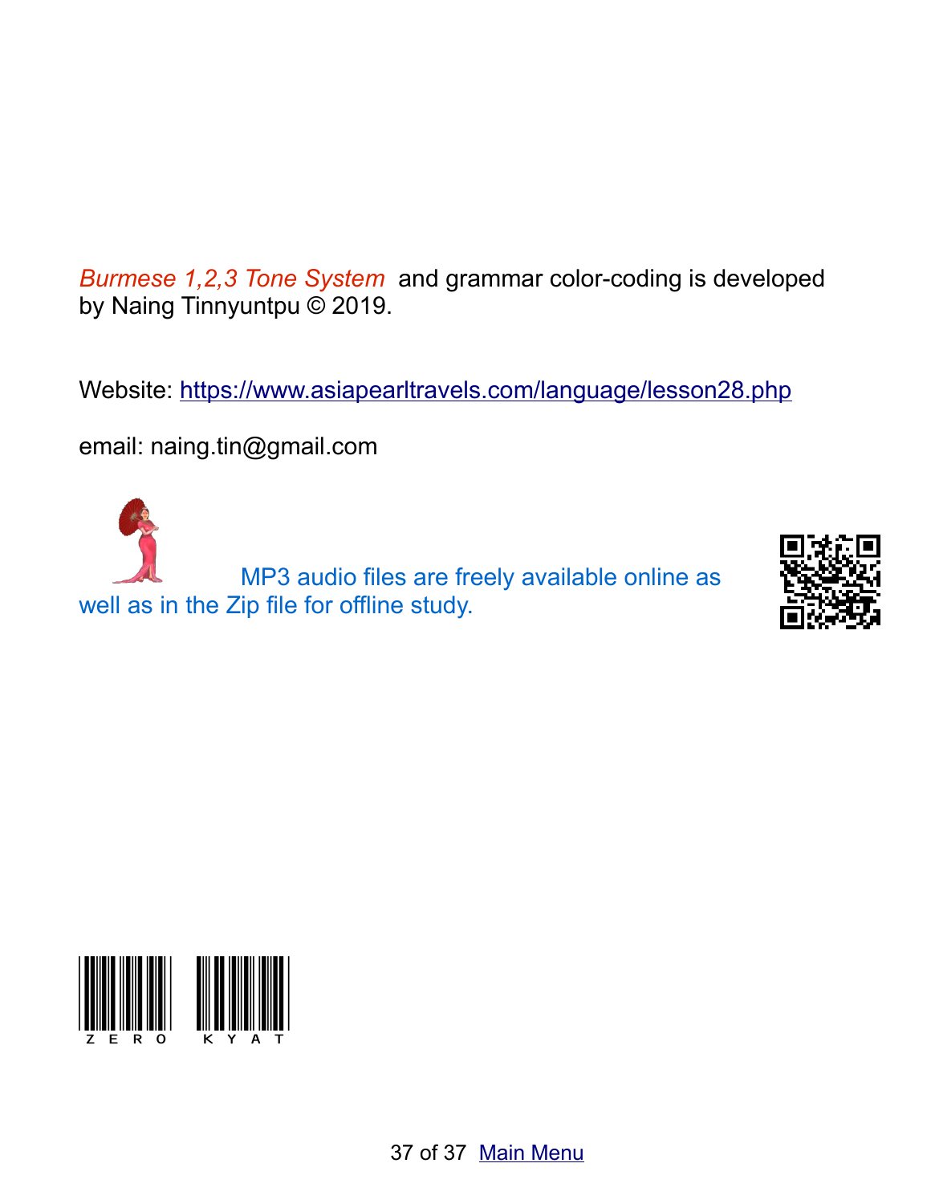*Burmese 1,2,3 Tone System* and grammar color-coding is developed by Naing Tinnyuntpu © 2019.

Website: [https://www.asiapearltravels.com/language/lesson28.php](https://www.asiapearltravels.com/language/lesson28.php)

email: naing.tin@gmail.com

MP3 audio files are freely available online as well as in the Zip file for offline study.

ZERO KYAT

[Main Menu]